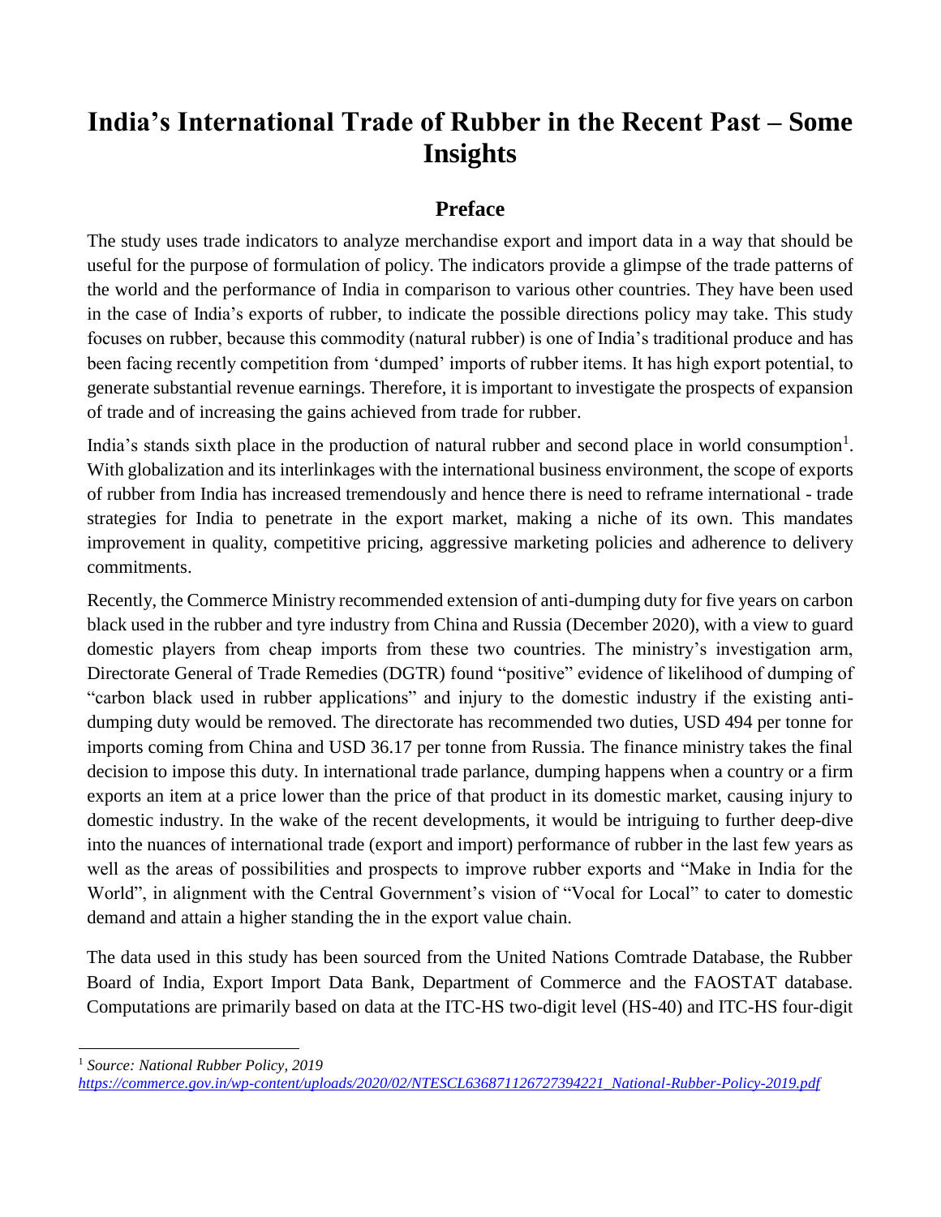# India's International Trade of Rubber in the Recent Past – Some Insights

## Preface

The study uses trade indicators to analyze merchandise export and import data in a way that should be useful for the purpose of formulation of policy. The indicators provide a glimpse of the trade patterns of the world and the performance of India in comparison to various other countries. They have been used in the case of India's exports of rubber, to indicate the possible directions policy may take. This study focuses on rubber, because this commodity (natural rubber) is one of India's traditional produce and has been facing recently competition from 'dumped' imports of rubber items. It has high export potential, to generate substantial revenue earnings. Therefore, it is important to investigate the prospects of expansion of trade and of increasing the gains achieved from trade for rubber.

India's stands sixth place in the production of natural rubber and second place in world consumption[1]. With globalization and its interlinkages with the international business environment, the scope of exports of rubber from India has increased tremendously and hence there is need to reframe international - trade strategies for India to penetrate in the export market, making a niche of its own. This mandates improvement in quality, competitive pricing, aggressive marketing policies and adherence to delivery commitments.

Recently, the Commerce Ministry recommended extension of anti-dumping duty for five years on carbon black used in the rubber and tyre industry from China and Russia (December 2020), with a view to guard domestic players from cheap imports from these two countries. The ministry's investigation arm, Directorate General of Trade Remedies (DGTR) found "positive" evidence of likelihood of dumping of "carbon black used in rubber applications" and injury to the domestic industry if the existing anti-dumping duty would be removed. The directorate has recommended two duties, USD 494 per tonne for imports coming from China and USD 36.17 per tonne from Russia. The finance ministry takes the final decision to impose this duty. In international trade parlance, dumping happens when a country or a firm exports an item at a price lower than the price of that product in its domestic market, causing injury to domestic industry. In the wake of the recent developments, it would be intriguing to further deep-dive into the nuances of international trade (export and import) performance of rubber in the last few years as well as the areas of possibilities and prospects to improve rubber exports and "Make in India for the World", in alignment with the Central Government's vision of "Vocal for Local" to cater to domestic demand and attain a higher standing the in the export value chain.

The data used in this study has been sourced from the United Nations Comtrade Database, the Rubber Board of India, Export Import Data Bank, Department of Commerce and the FAOSTAT database. Computations are primarily based on data at the ITC-HS two-digit level (HS-40) and ITC-HS four-digit

---

[1] *Source: National Rubber Policy, 2019*
*https://commerce.gov.in/wp-content/uploads/2020/02/NTESCL636871126727394221_National-Rubber-Policy-2019.pdf*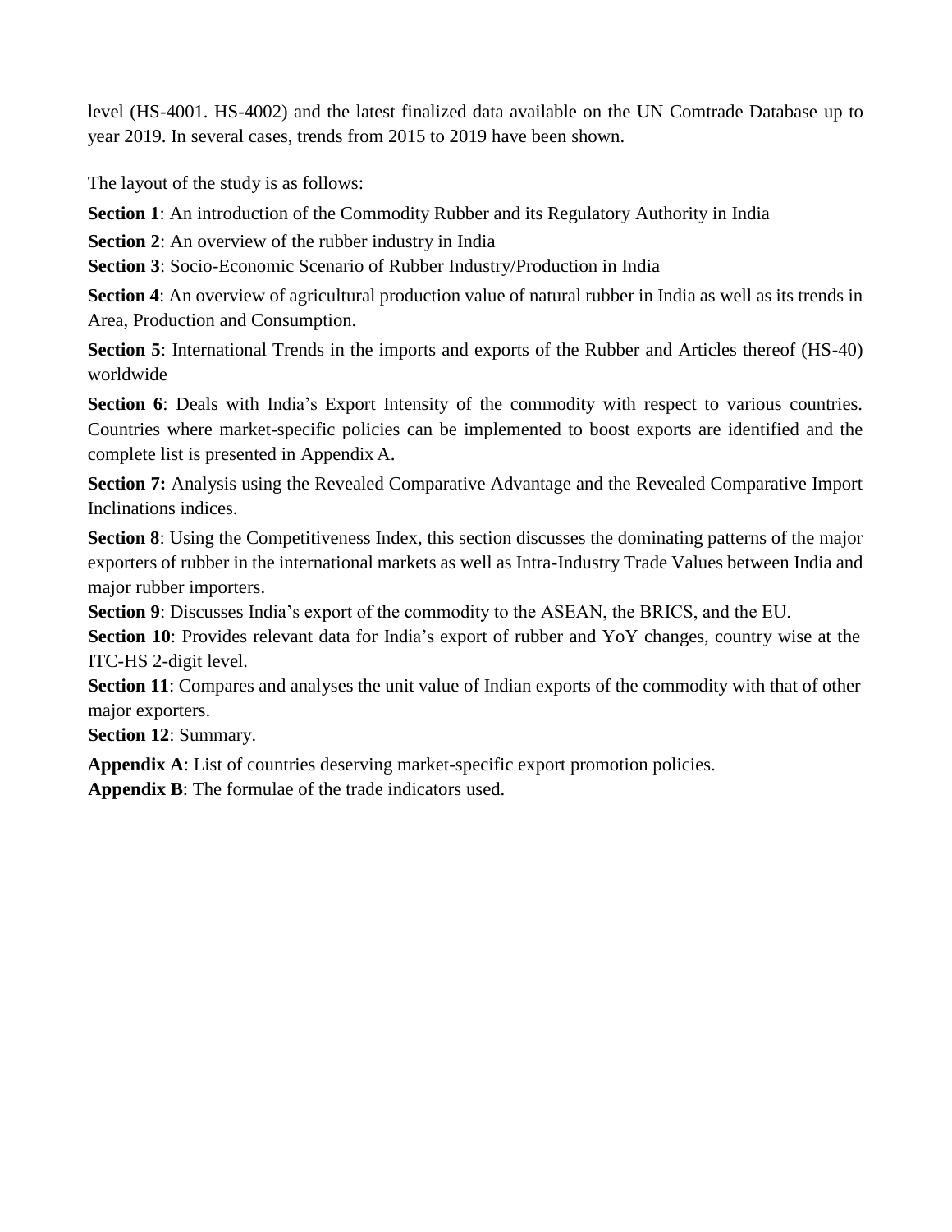level (HS-4001. HS-4002) and the latest finalized data available on the UN Comtrade Database up to year 2019. In several cases, trends from 2015 to 2019 have been shown.

The layout of the study is as follows:

**Section 1**: An introduction of the Commodity Rubber and its Regulatory Authority in India

**Section 2**: An overview of the rubber industry in India

**Section 3**: Socio-Economic Scenario of Rubber Industry/Production in India

**Section 4**: An overview of agricultural production value of natural rubber in India as well as its trends in Area, Production and Consumption.

**Section 5**: International Trends in the imports and exports of the Rubber and Articles thereof (HS-40) worldwide

**Section 6**: Deals with India's Export Intensity of the commodity with respect to various countries. Countries where market-specific policies can be implemented to boost exports are identified and the complete list is presented in Appendix A.

**Section 7:** Analysis using the Revealed Comparative Advantage and the Revealed Comparative Import Inclinations indices.

**Section 8**: Using the Competitiveness Index, this section discusses the dominating patterns of the major exporters of rubber in the international markets as well as Intra-Industry Trade Values between India and major rubber importers.

**Section 9**: Discusses India's export of the commodity to the ASEAN, the BRICS, and the EU.

**Section 10**: Provides relevant data for India's export of rubber and YoY changes, country wise at the ITC-HS 2-digit level.

**Section 11**: Compares and analyses the unit value of Indian exports of the commodity with that of other major exporters.

**Section 12**: Summary.

**Appendix A**: List of countries deserving market-specific export promotion policies.

**Appendix B**: The formulae of the trade indicators used.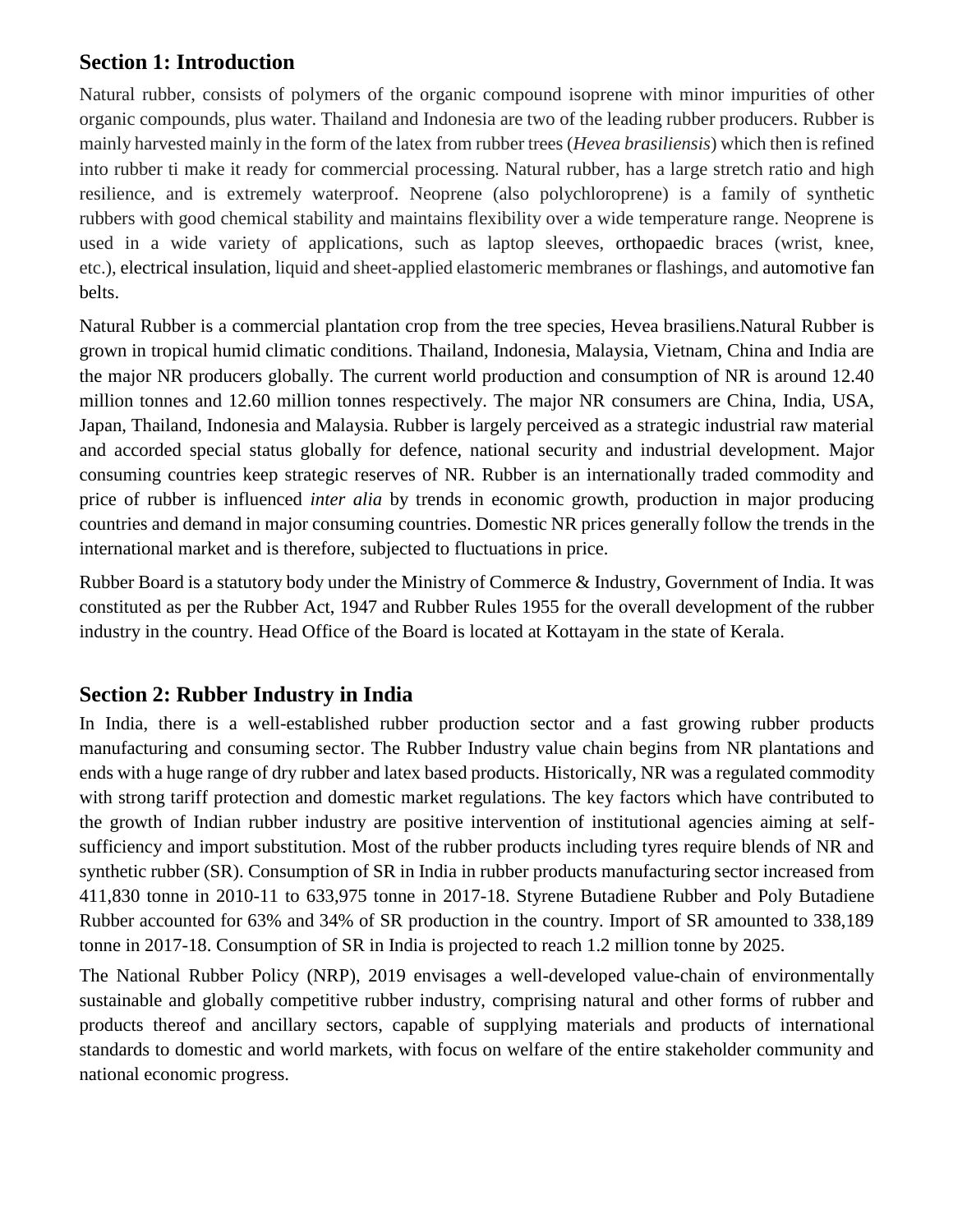## Section 1: Introduction

Natural rubber, consists of polymers of the organic compound isoprene with minor impurities of other organic compounds, plus water. Thailand and Indonesia are two of the leading rubber producers. Rubber is mainly harvested mainly in the form of the latex from rubber trees (*Hevea brasiliensis*) which then is refined into rubber ti make it ready for commercial processing. Natural rubber, has a large stretch ratio and high resilience, and is extremely waterproof. Neoprene (also polychloroprene) is a family of synthetic rubbers with good chemical stability and maintains flexibility over a wide temperature range. Neoprene is used in a wide variety of applications, such as laptop sleeves, orthopaedic braces (wrist, knee, etc.), electrical insulation, liquid and sheet-applied elastomeric membranes or flashings, and automotive fan belts.

Natural Rubber is a commercial plantation crop from the tree species, Hevea brasiliens.Natural Rubber is grown in tropical humid climatic conditions. Thailand, Indonesia, Malaysia, Vietnam, China and India are the major NR producers globally. The current world production and consumption of NR is around 12.40 million tonnes and 12.60 million tonnes respectively. The major NR consumers are China, India, USA, Japan, Thailand, Indonesia and Malaysia. Rubber is largely perceived as a strategic industrial raw material and accorded special status globally for defence, national security and industrial development. Major consuming countries keep strategic reserves of NR. Rubber is an internationally traded commodity and price of rubber is influenced *inter alia* by trends in economic growth, production in major producing countries and demand in major consuming countries. Domestic NR prices generally follow the trends in the international market and is therefore, subjected to fluctuations in price.

Rubber Board is a statutory body under the Ministry of Commerce & Industry, Government of India. It was constituted as per the Rubber Act, 1947 and Rubber Rules 1955 for the overall development of the rubber industry in the country. Head Office of the Board is located at Kottayam in the state of Kerala.

## Section 2: Rubber Industry in India

In India, there is a well-established rubber production sector and a fast growing rubber products manufacturing and consuming sector. The Rubber Industry value chain begins from NR plantations and ends with a huge range of dry rubber and latex based products. Historically, NR was a regulated commodity with strong tariff protection and domestic market regulations. The key factors which have contributed to the growth of Indian rubber industry are positive intervention of institutional agencies aiming at self-sufficiency and import substitution. Most of the rubber products including tyres require blends of NR and synthetic rubber (SR). Consumption of SR in India in rubber products manufacturing sector increased from 411,830 tonne in 2010-11 to 633,975 tonne in 2017-18. Styrene Butadiene Rubber and Poly Butadiene Rubber accounted for 63% and 34% of SR production in the country. Import of SR amounted to 338,189 tonne in 2017-18. Consumption of SR in India is projected to reach 1.2 million tonne by 2025.

The National Rubber Policy (NRP), 2019 envisages a well-developed value-chain of environmentally sustainable and globally competitive rubber industry, comprising natural and other forms of rubber and products thereof and ancillary sectors, capable of supplying materials and products of international standards to domestic and world markets, with focus on welfare of the entire stakeholder community and national economic progress.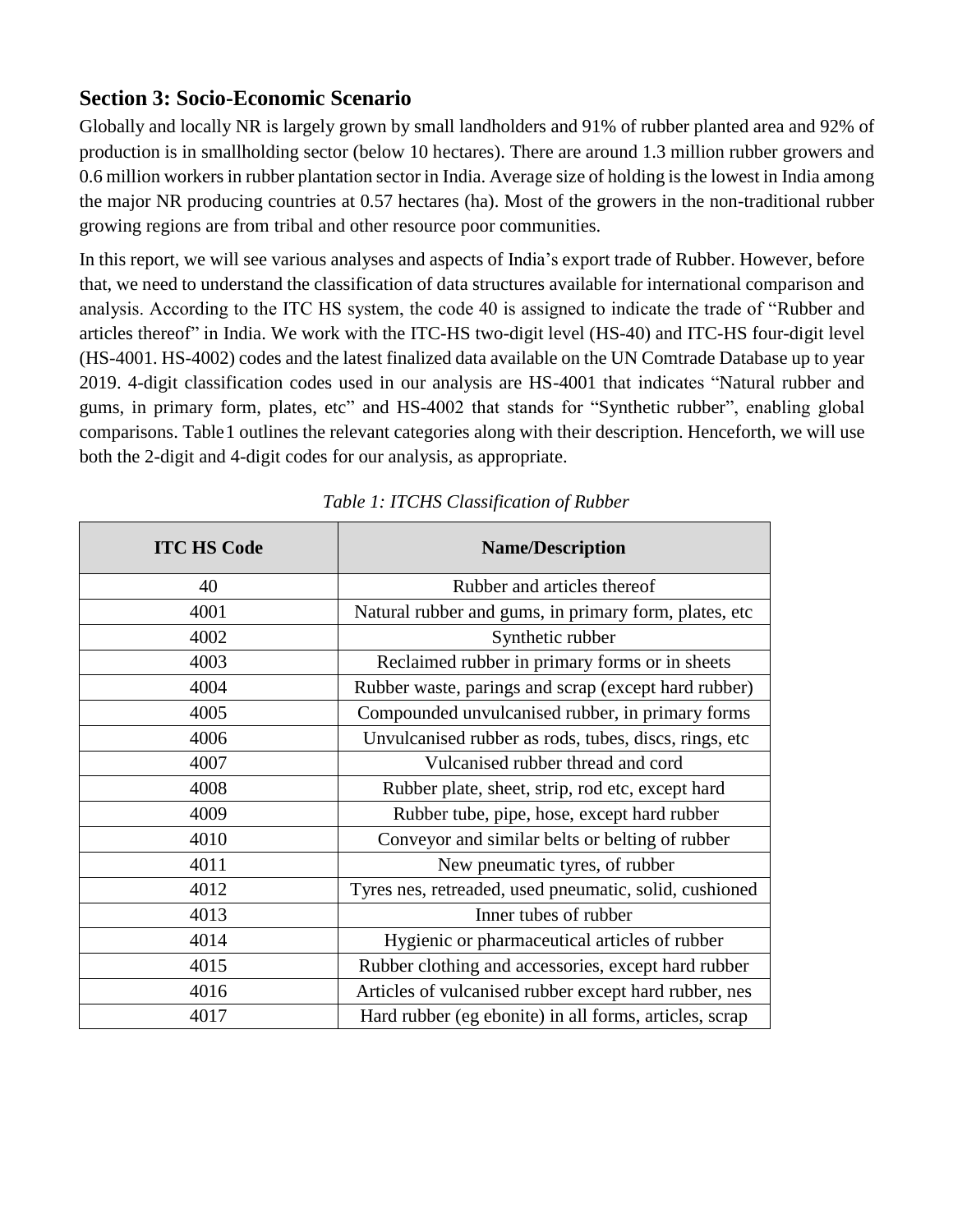## Section 3: Socio-Economic Scenario

Globally and locally NR is largely grown by small landholders and 91% of rubber planted area and 92% of production is in smallholding sector (below 10 hectares). There are around 1.3 million rubber growers and 0.6 million workers in rubber plantation sector in India. Average size of holding is the lowest in India among the major NR producing countries at 0.57 hectares (ha). Most of the growers in the non-traditional rubber growing regions are from tribal and other resource poor communities.

In this report, we will see various analyses and aspects of India's export trade of Rubber. However, before that, we need to understand the classification of data structures available for international comparison and analysis. According to the ITC HS system, the code 40 is assigned to indicate the trade of "Rubber and articles thereof" in India. We work with the ITC-HS two-digit level (HS-40) and ITC-HS four-digit level (HS-4001. HS-4002) codes and the latest finalized data available on the UN Comtrade Database up to year 2019. 4-digit classification codes used in our analysis are HS-4001 that indicates "Natural rubber and gums, in primary form, plates, etc" and HS-4002 that stands for "Synthetic rubber", enabling global comparisons. Table 1 outlines the relevant categories along with their description. Henceforth, we will use both the 2-digit and 4-digit codes for our analysis, as appropriate.

*Table 1: ITCHS Classification of Rubber*

| ITC HS Code | Name/Description |
|---|---|
| 40 | Rubber and articles thereof |
| 4001 | Natural rubber and gums, in primary form, plates, etc |
| 4002 | Synthetic rubber |
| 4003 | Reclaimed rubber in primary forms or in sheets |
| 4004 | Rubber waste, parings and scrap (except hard rubber) |
| 4005 | Compounded unvulcanised rubber, in primary forms |
| 4006 | Unvulcanised rubber as rods, tubes, discs, rings, etc |
| 4007 | Vulcanised rubber thread and cord |
| 4008 | Rubber plate, sheet, strip, rod etc, except hard |
| 4009 | Rubber tube, pipe, hose, except hard rubber |
| 4010 | Conveyor and similar belts or belting of rubber |
| 4011 | New pneumatic tyres, of rubber |
| 4012 | Tyres nes, retreaded, used pneumatic, solid, cushioned |
| 4013 | Inner tubes of rubber |
| 4014 | Hygienic or pharmaceutical articles of rubber |
| 4015 | Rubber clothing and accessories, except hard rubber |
| 4016 | Articles of vulcanised rubber except hard rubber, nes |
| 4017 | Hard rubber (eg ebonite) in all forms, articles, scrap |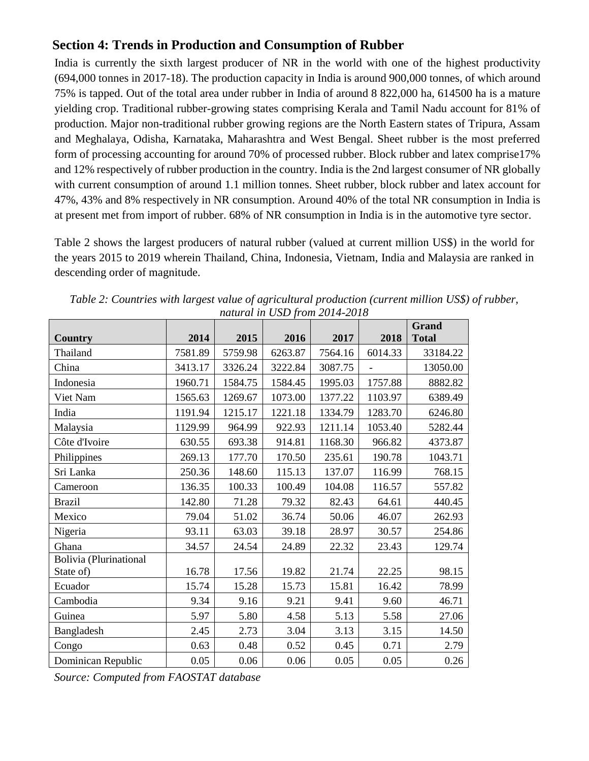## Section 4: Trends in Production and Consumption of Rubber

India is currently the sixth largest producer of NR in the world with one of the highest productivity (694,000 tonnes in 2017-18). The production capacity in India is around 900,000 tonnes, of which around 75% is tapped. Out of the total area under rubber in India of around 8 822,000 ha, 614500 ha is a mature yielding crop. Traditional rubber-growing states comprising Kerala and Tamil Nadu account for 81% of production. Major non-traditional rubber growing regions are the North Eastern states of Tripura, Assam and Meghalaya, Odisha, Karnataka, Maharashtra and West Bengal. Sheet rubber is the most preferred form of processing accounting for around 70% of processed rubber. Block rubber and latex comprise17% and 12% respectively of rubber production in the country. India is the 2nd largest consumer of NR globally with current consumption of around 1.1 million tonnes. Sheet rubber, block rubber and latex account for 47%, 43% and 8% respectively in NR consumption. Around 40% of the total NR consumption in India is at present met from import of rubber. 68% of NR consumption in India is in the automotive tyre sector.

Table 2 shows the largest producers of natural rubber (valued at current million US$) in the world for the years 2015 to 2019 wherein Thailand, China, Indonesia, Vietnam, India and Malaysia are ranked in descending order of magnitude.

*Table 2: Countries with largest value of agricultural production (current million US$) of rubber, natural in USD from 2014-2018*

| Country | 2014 | 2015 | 2016 | 2017 | 2018 | Grand Total |
|---|---|---|---|---|---|---|
| Thailand | 7581.89 | 5759.98 | 6263.87 | 7564.16 | 6014.33 | 33184.22 |
| China | 3413.17 | 3326.24 | 3222.84 | 3087.75 | - | 13050.00 |
| Indonesia | 1960.71 | 1584.75 | 1584.45 | 1995.03 | 1757.88 | 8882.82 |
| Viet Nam | 1565.63 | 1269.67 | 1073.00 | 1377.22 | 1103.97 | 6389.49 |
| India | 1191.94 | 1215.17 | 1221.18 | 1334.79 | 1283.70 | 6246.80 |
| Malaysia | 1129.99 | 964.99 | 922.93 | 1211.14 | 1053.40 | 5282.44 |
| Côte d'Ivoire | 630.55 | 693.38 | 914.81 | 1168.30 | 966.82 | 4373.87 |
| Philippines | 269.13 | 177.70 | 170.50 | 235.61 | 190.78 | 1043.71 |
| Sri Lanka | 250.36 | 148.60 | 115.13 | 137.07 | 116.99 | 768.15 |
| Cameroon | 136.35 | 100.33 | 100.49 | 104.08 | 116.57 | 557.82 |
| Brazil | 142.80 | 71.28 | 79.32 | 82.43 | 64.61 | 440.45 |
| Mexico | 79.04 | 51.02 | 36.74 | 50.06 | 46.07 | 262.93 |
| Nigeria | 93.11 | 63.03 | 39.18 | 28.97 | 30.57 | 254.86 |
| Ghana | 34.57 | 24.54 | 24.89 | 22.32 | 23.43 | 129.74 |
| Bolivia (Plurinational State of) | 16.78 | 17.56 | 19.82 | 21.74 | 22.25 | 98.15 |
| Ecuador | 15.74 | 15.28 | 15.73 | 15.81 | 16.42 | 78.99 |
| Cambodia | 9.34 | 9.16 | 9.21 | 9.41 | 9.60 | 46.71 |
| Guinea | 5.97 | 5.80 | 4.58 | 5.13 | 5.58 | 27.06 |
| Bangladesh | 2.45 | 2.73 | 3.04 | 3.13 | 3.15 | 14.50 |
| Congo | 0.63 | 0.48 | 0.52 | 0.45 | 0.71 | 2.79 |
| Dominican Republic | 0.05 | 0.06 | 0.06 | 0.05 | 0.05 | 0.26 |

*Source: Computed from FAOSTAT database*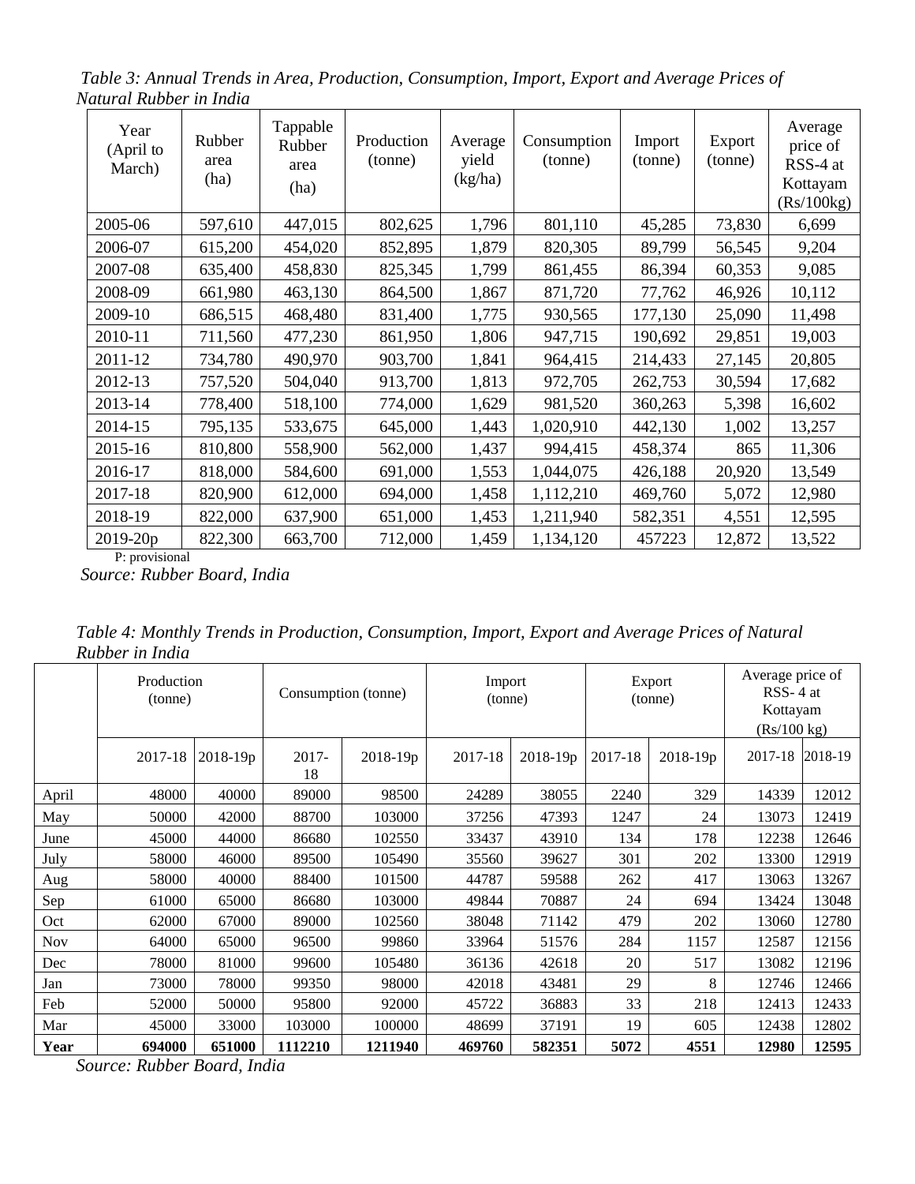*Table 3: Annual Trends in Area, Production, Consumption, Import, Export and Average Prices of Natural Rubber in India*

| Year (April to March) | Rubber area (ha) | Tappable Rubber area (ha) | Production (tonne) | Average yield (kg/ha) | Consumption (tonne) | Import (tonne) | Export (tonne) | Average price of RSS-4 at Kottayam (Rs/100kg) |
|---|---|---|---|---|---|---|---|---|
| 2005-06 | 597,610 | 447,015 | 802,625 | 1,796 | 801,110 | 45,285 | 73,830 | 6,699 |
| 2006-07 | 615,200 | 454,020 | 852,895 | 1,879 | 820,305 | 89,799 | 56,545 | 9,204 |
| 2007-08 | 635,400 | 458,830 | 825,345 | 1,799 | 861,455 | 86,394 | 60,353 | 9,085 |
| 2008-09 | 661,980 | 463,130 | 864,500 | 1,867 | 871,720 | 77,762 | 46,926 | 10,112 |
| 2009-10 | 686,515 | 468,480 | 831,400 | 1,775 | 930,565 | 177,130 | 25,090 | 11,498 |
| 2010-11 | 711,560 | 477,230 | 861,950 | 1,806 | 947,715 | 190,692 | 29,851 | 19,003 |
| 2011-12 | 734,780 | 490,970 | 903,700 | 1,841 | 964,415 | 214,433 | 27,145 | 20,805 |
| 2012-13 | 757,520 | 504,040 | 913,700 | 1,813 | 972,705 | 262,753 | 30,594 | 17,682 |
| 2013-14 | 778,400 | 518,100 | 774,000 | 1,629 | 981,520 | 360,263 | 5,398 | 16,602 |
| 2014-15 | 795,135 | 533,675 | 645,000 | 1,443 | 1,020,910 | 442,130 | 1,002 | 13,257 |
| 2015-16 | 810,800 | 558,900 | 562,000 | 1,437 | 994,415 | 458,374 | 865 | 11,306 |
| 2016-17 | 818,000 | 584,600 | 691,000 | 1,553 | 1,044,075 | 426,188 | 20,920 | 13,549 |
| 2017-18 | 820,900 | 612,000 | 694,000 | 1,458 | 1,112,210 | 469,760 | 5,072 | 12,980 |
| 2018-19 | 822,000 | 637,900 | 651,000 | 1,453 | 1,211,940 | 582,351 | 4,551 | 12,595 |
| 2019-20p | 822,300 | 663,700 | 712,000 | 1,459 | 1,134,120 | 457223 | 12,872 | 13,522 |

P: provisional

*Source: Rubber Board, India*

*Table 4: Monthly Trends in Production, Consumption, Import, Export and Average Prices of Natural Rubber in India*

| | Production (tonne) | | Consumption (tonne) | | Import (tonne) | | Export (tonne) | | Average price of RSS- 4 at Kottayam (Rs/100 kg) | |
|---|---|---|---|---|---|---|---|---|---|---|
| | 2017-18 | 2018-19p | 2017-18 | 2018-19p | 2017-18 | 2018-19p | 2017-18 | 2018-19p | 2017-18 | 2018-19 |
| April | 48000 | 40000 | 89000 | 98500 | 24289 | 38055 | 2240 | 329 | 14339 | 12012 |
| May | 50000 | 42000 | 88700 | 103000 | 37256 | 47393 | 1247 | 24 | 13073 | 12419 |
| June | 45000 | 44000 | 86680 | 102550 | 33437 | 43910 | 134 | 178 | 12238 | 12646 |
| July | 58000 | 46000 | 89500 | 105490 | 35560 | 39627 | 301 | 202 | 13300 | 12919 |
| Aug | 58000 | 40000 | 88400 | 101500 | 44787 | 59588 | 262 | 417 | 13063 | 13267 |
| Sep | 61000 | 65000 | 86680 | 103000 | 49844 | 70887 | 24 | 694 | 13424 | 13048 |
| Oct | 62000 | 67000 | 89000 | 102560 | 38048 | 71142 | 479 | 202 | 13060 | 12780 |
| Nov | 64000 | 65000 | 96500 | 99860 | 33964 | 51576 | 284 | 1157 | 12587 | 12156 |
| Dec | 78000 | 81000 | 99600 | 105480 | 36136 | 42618 | 20 | 517 | 13082 | 12196 |
| Jan | 73000 | 78000 | 99350 | 98000 | 42018 | 43481 | 29 | 8 | 12746 | 12466 |
| Feb | 52000 | 50000 | 95800 | 92000 | 45722 | 36883 | 33 | 218 | 12413 | 12433 |
| Mar | 45000 | 33000 | 103000 | 100000 | 48699 | 37191 | 19 | 605 | 12438 | 12802 |
| **Year** | **694000** | **651000** | **1112210** | **1211940** | **469760** | **582351** | **5072** | **4551** | **12980** | **12595** |

*Source: Rubber Board, India*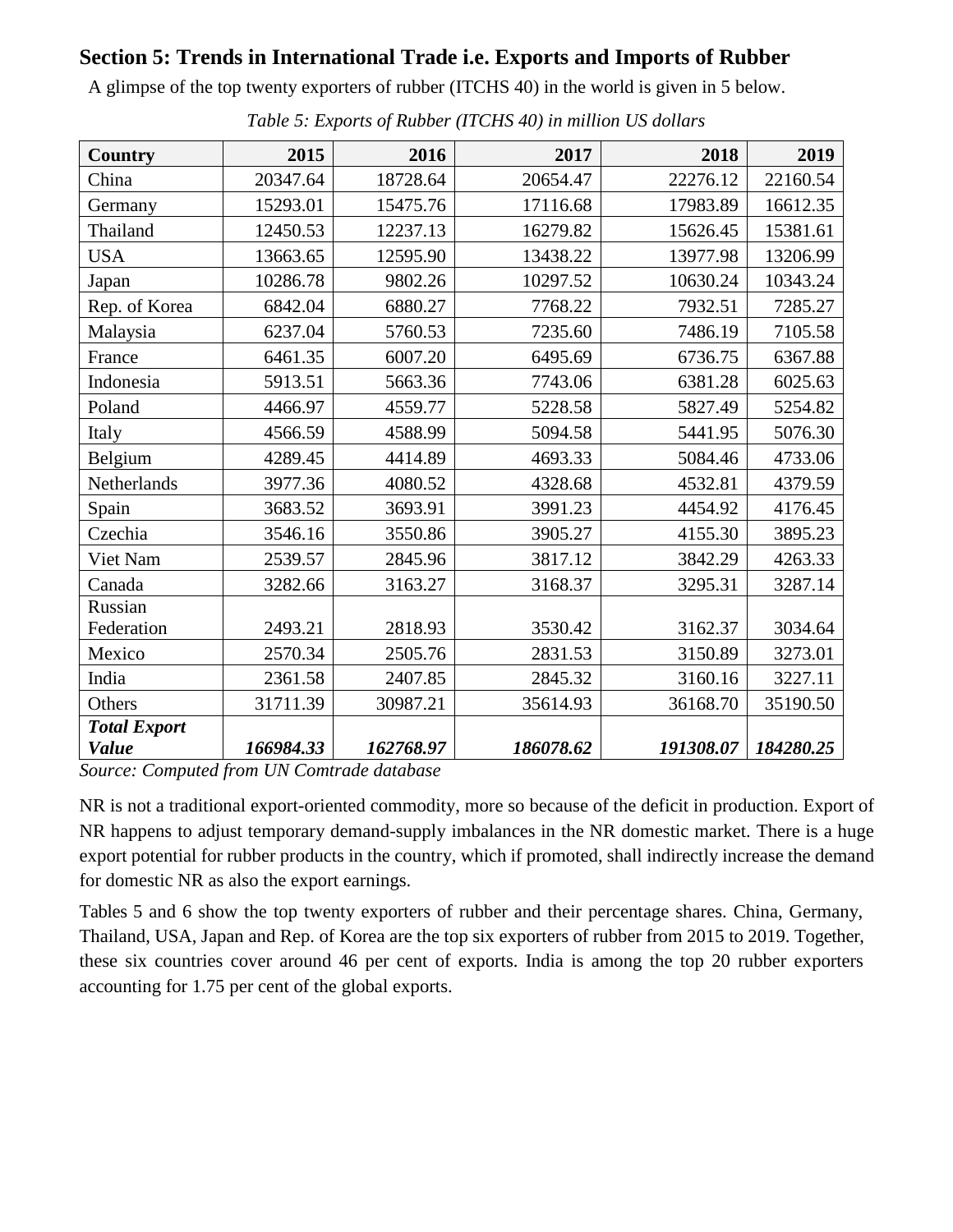## Section 5: Trends in International Trade i.e. Exports and Imports of Rubber

A glimpse of the top twenty exporters of rubber (ITCHS 40) in the world is given in 5 below.

*Table 5: Exports of Rubber (ITCHS 40) in million US dollars*

| Country | 2015 | 2016 | 2017 | 2018 | 2019 |
|---|---|---|---|---|---|
| China | 20347.64 | 18728.64 | 20654.47 | 22276.12 | 22160.54 |
| Germany | 15293.01 | 15475.76 | 17116.68 | 17983.89 | 16612.35 |
| Thailand | 12450.53 | 12237.13 | 16279.82 | 15626.45 | 15381.61 |
| USA | 13663.65 | 12595.90 | 13438.22 | 13977.98 | 13206.99 |
| Japan | 10286.78 | 9802.26 | 10297.52 | 10630.24 | 10343.24 |
| Rep. of Korea | 6842.04 | 6880.27 | 7768.22 | 7932.51 | 7285.27 |
| Malaysia | 6237.04 | 5760.53 | 7235.60 | 7486.19 | 7105.58 |
| France | 6461.35 | 6007.20 | 6495.69 | 6736.75 | 6367.88 |
| Indonesia | 5913.51 | 5663.36 | 7743.06 | 6381.28 | 6025.63 |
| Poland | 4466.97 | 4559.77 | 5228.58 | 5827.49 | 5254.82 |
| Italy | 4566.59 | 4588.99 | 5094.58 | 5441.95 | 5076.30 |
| Belgium | 4289.45 | 4414.89 | 4693.33 | 5084.46 | 4733.06 |
| Netherlands | 3977.36 | 4080.52 | 4328.68 | 4532.81 | 4379.59 |
| Spain | 3683.52 | 3693.91 | 3991.23 | 4454.92 | 4176.45 |
| Czechia | 3546.16 | 3550.86 | 3905.27 | 4155.30 | 3895.23 |
| Viet Nam | 2539.57 | 2845.96 | 3817.12 | 3842.29 | 4263.33 |
| Canada | 3282.66 | 3163.27 | 3168.37 | 3295.31 | 3287.14 |
| Russian Federation | 2493.21 | 2818.93 | 3530.42 | 3162.37 | 3034.64 |
| Mexico | 2570.34 | 2505.76 | 2831.53 | 3150.89 | 3273.01 |
| India | 2361.58 | 2407.85 | 2845.32 | 3160.16 | 3227.11 |
| Others | 31711.39 | 30987.21 | 35614.93 | 36168.70 | 35190.50 |
| ***Total Export Value*** | ***166984.33*** | ***162768.97*** | ***186078.62*** | ***191308.07*** | ***184280.25*** |

*Source: Computed from UN Comtrade database*

NR is not a traditional export-oriented commodity, more so because of the deficit in production. Export of NR happens to adjust temporary demand-supply imbalances in the NR domestic market. There is a huge export potential for rubber products in the country, which if promoted, shall indirectly increase the demand for domestic NR as also the export earnings.

Tables 5 and 6 show the top twenty exporters of rubber and their percentage shares. China, Germany, Thailand, USA, Japan and Rep. of Korea are the top six exporters of rubber from 2015 to 2019. Together, these six countries cover around 46 per cent of exports. India is among the top 20 rubber exporters accounting for 1.75 per cent of the global exports.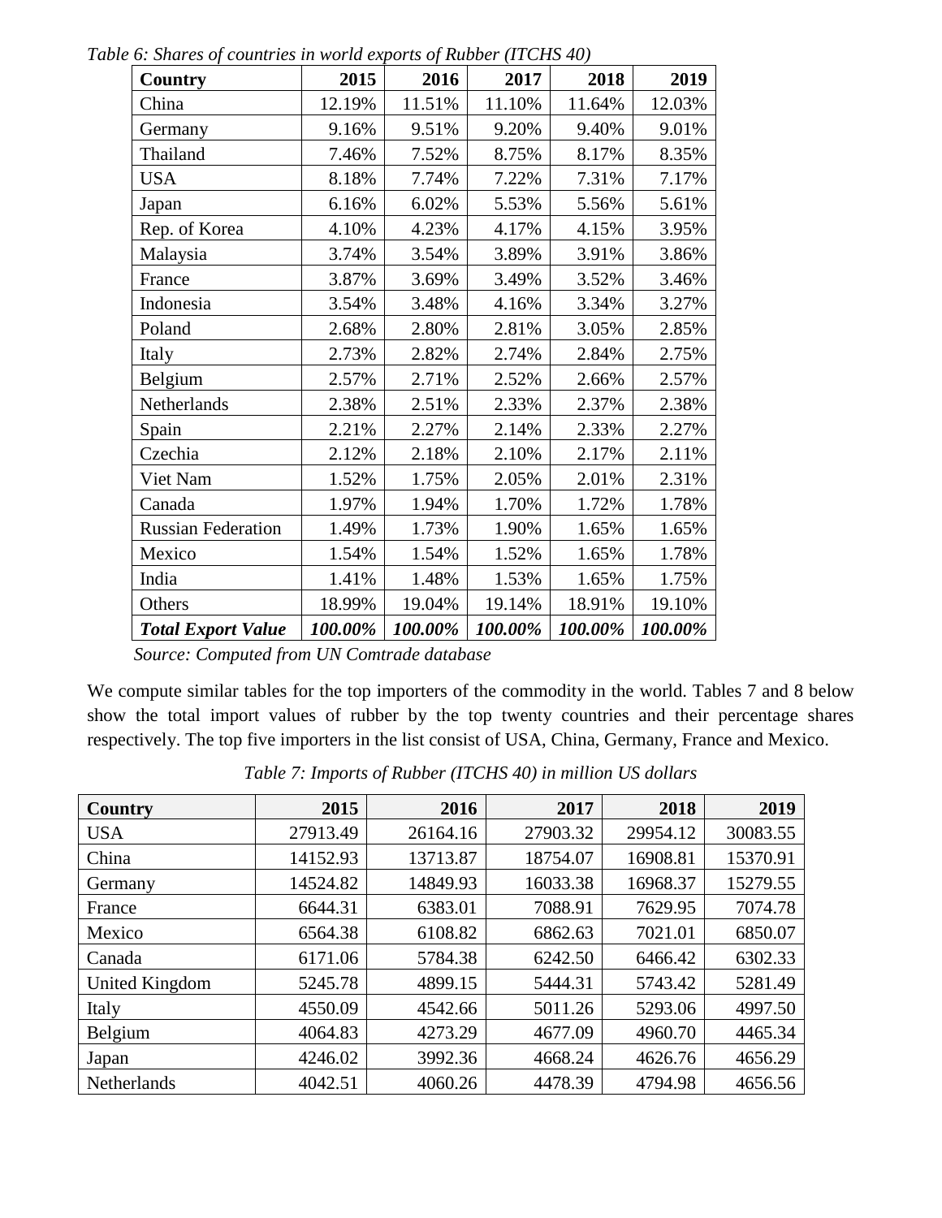*Table 6: Shares of countries in world exports of Rubber (ITCHS 40)*

| Country | 2015 | 2016 | 2017 | 2018 | 2019 |
|---|---|---|---|---|---|
| China | 12.19% | 11.51% | 11.10% | 11.64% | 12.03% |
| Germany | 9.16% | 9.51% | 9.20% | 9.40% | 9.01% |
| Thailand | 7.46% | 7.52% | 8.75% | 8.17% | 8.35% |
| USA | 8.18% | 7.74% | 7.22% | 7.31% | 7.17% |
| Japan | 6.16% | 6.02% | 5.53% | 5.56% | 5.61% |
| Rep. of Korea | 4.10% | 4.23% | 4.17% | 4.15% | 3.95% |
| Malaysia | 3.74% | 3.54% | 3.89% | 3.91% | 3.86% |
| France | 3.87% | 3.69% | 3.49% | 3.52% | 3.46% |
| Indonesia | 3.54% | 3.48% | 4.16% | 3.34% | 3.27% |
| Poland | 2.68% | 2.80% | 2.81% | 3.05% | 2.85% |
| Italy | 2.73% | 2.82% | 2.74% | 2.84% | 2.75% |
| Belgium | 2.57% | 2.71% | 2.52% | 2.66% | 2.57% |
| Netherlands | 2.38% | 2.51% | 2.33% | 2.37% | 2.38% |
| Spain | 2.21% | 2.27% | 2.14% | 2.33% | 2.27% |
| Czechia | 2.12% | 2.18% | 2.10% | 2.17% | 2.11% |
| Viet Nam | 1.52% | 1.75% | 2.05% | 2.01% | 2.31% |
| Canada | 1.97% | 1.94% | 1.70% | 1.72% | 1.78% |
| Russian Federation | 1.49% | 1.73% | 1.90% | 1.65% | 1.65% |
| Mexico | 1.54% | 1.54% | 1.52% | 1.65% | 1.78% |
| India | 1.41% | 1.48% | 1.53% | 1.65% | 1.75% |
| Others | 18.99% | 19.04% | 19.14% | 18.91% | 19.10% |
| ***Total Export Value*** | ***100.00%*** | ***100.00%*** | ***100.00%*** | ***100.00%*** | ***100.00%*** |

*Source: Computed from UN Comtrade database*

We compute similar tables for the top importers of the commodity in the world. Tables 7 and 8 below show the total import values of rubber by the top twenty countries and their percentage shares respectively. The top five importers in the list consist of USA, China, Germany, France and Mexico.

*Table 7: Imports of Rubber (ITCHS 40) in million US dollars*

| Country | 2015 | 2016 | 2017 | 2018 | 2019 |
|---|---|---|---|---|---|
| USA | 27913.49 | 26164.16 | 27903.32 | 29954.12 | 30083.55 |
| China | 14152.93 | 13713.87 | 18754.07 | 16908.81 | 15370.91 |
| Germany | 14524.82 | 14849.93 | 16033.38 | 16968.37 | 15279.55 |
| France | 6644.31 | 6383.01 | 7088.91 | 7629.95 | 7074.78 |
| Mexico | 6564.38 | 6108.82 | 6862.63 | 7021.01 | 6850.07 |
| Canada | 6171.06 | 5784.38 | 6242.50 | 6466.42 | 6302.33 |
| United Kingdom | 5245.78 | 4899.15 | 5444.31 | 5743.42 | 5281.49 |
| Italy | 4550.09 | 4542.66 | 5011.26 | 5293.06 | 4997.50 |
| Belgium | 4064.83 | 4273.29 | 4677.09 | 4960.70 | 4465.34 |
| Japan | 4246.02 | 3992.36 | 4668.24 | 4626.76 | 4656.29 |
| Netherlands | 4042.51 | 4060.26 | 4478.39 | 4794.98 | 4656.56 |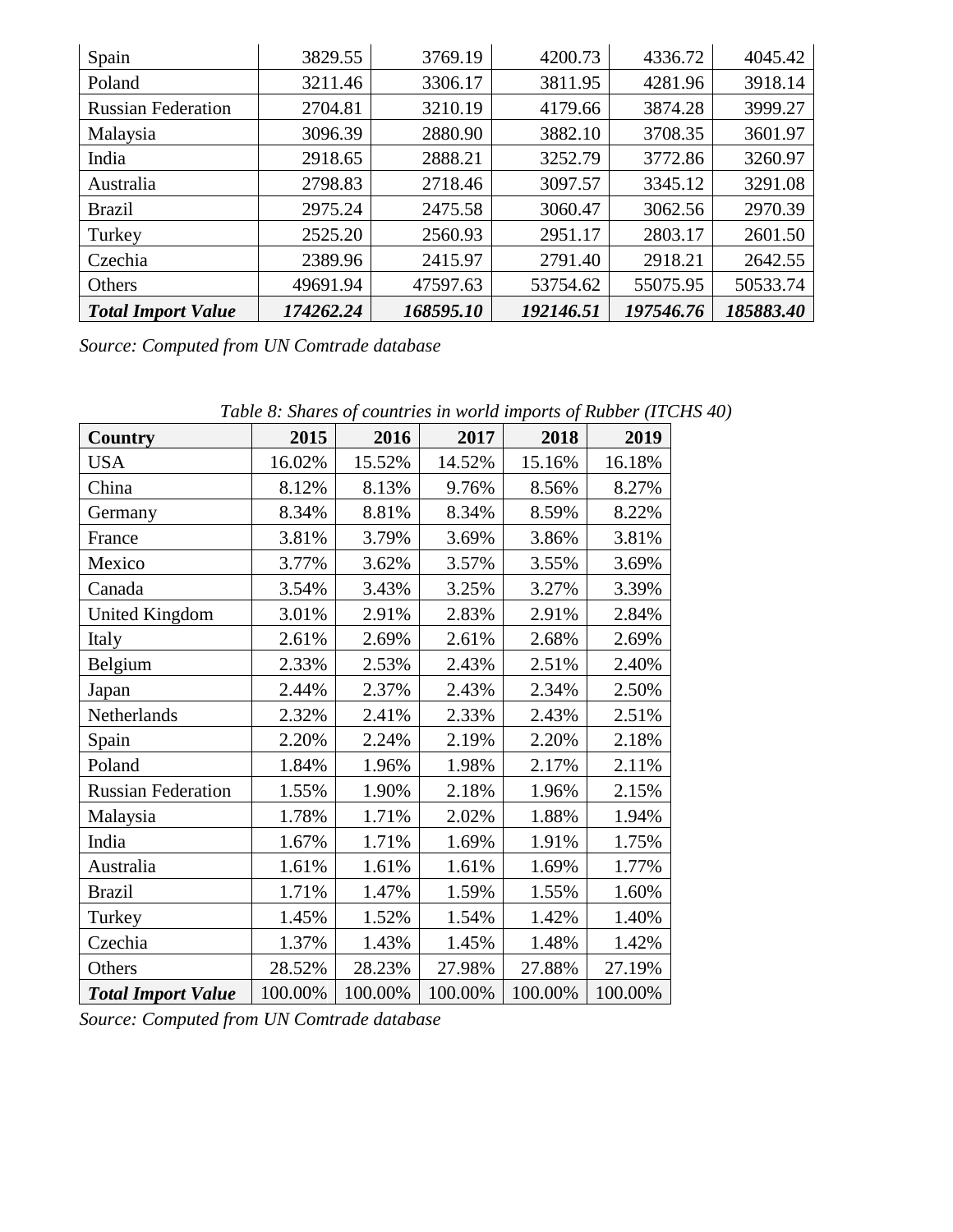| | | | | | |
|---|---|---|---|---|---|
| Spain | 3829.55 | 3769.19 | 4200.73 | 4336.72 | 4045.42 |
| Poland | 3211.46 | 3306.17 | 3811.95 | 4281.96 | 3918.14 |
| Russian Federation | 2704.81 | 3210.19 | 4179.66 | 3874.28 | 3999.27 |
| Malaysia | 3096.39 | 2880.90 | 3882.10 | 3708.35 | 3601.97 |
| India | 2918.65 | 2888.21 | 3252.79 | 3772.86 | 3260.97 |
| Australia | 2798.83 | 2718.46 | 3097.57 | 3345.12 | 3291.08 |
| Brazil | 2975.24 | 2475.58 | 3060.47 | 3062.56 | 2970.39 |
| Turkey | 2525.20 | 2560.93 | 2951.17 | 2803.17 | 2601.50 |
| Czechia | 2389.96 | 2415.97 | 2791.40 | 2918.21 | 2642.55 |
| Others | 49691.94 | 47597.63 | 53754.62 | 55075.95 | 50533.74 |
| ***Total Import Value*** | ***174262.24*** | ***168595.10*** | ***192146.51*** | ***197546.76*** | ***185883.40*** |

*Source: Computed from UN Comtrade database*

*Table 8: Shares of countries in world imports of Rubber (ITCHS 40)*

| Country | 2015 | 2016 | 2017 | 2018 | 2019 |
|---|---|---|---|---|---|
| USA | 16.02% | 15.52% | 14.52% | 15.16% | 16.18% |
| China | 8.12% | 8.13% | 9.76% | 8.56% | 8.27% |
| Germany | 8.34% | 8.81% | 8.34% | 8.59% | 8.22% |
| France | 3.81% | 3.79% | 3.69% | 3.86% | 3.81% |
| Mexico | 3.77% | 3.62% | 3.57% | 3.55% | 3.69% |
| Canada | 3.54% | 3.43% | 3.25% | 3.27% | 3.39% |
| United Kingdom | 3.01% | 2.91% | 2.83% | 2.91% | 2.84% |
| Italy | 2.61% | 2.69% | 2.61% | 2.68% | 2.69% |
| Belgium | 2.33% | 2.53% | 2.43% | 2.51% | 2.40% |
| Japan | 2.44% | 2.37% | 2.43% | 2.34% | 2.50% |
| Netherlands | 2.32% | 2.41% | 2.33% | 2.43% | 2.51% |
| Spain | 2.20% | 2.24% | 2.19% | 2.20% | 2.18% |
| Poland | 1.84% | 1.96% | 1.98% | 2.17% | 2.11% |
| Russian Federation | 1.55% | 1.90% | 2.18% | 1.96% | 2.15% |
| Malaysia | 1.78% | 1.71% | 2.02% | 1.88% | 1.94% |
| India | 1.67% | 1.71% | 1.69% | 1.91% | 1.75% |
| Australia | 1.61% | 1.61% | 1.61% | 1.69% | 1.77% |
| Brazil | 1.71% | 1.47% | 1.59% | 1.55% | 1.60% |
| Turkey | 1.45% | 1.52% | 1.54% | 1.42% | 1.40% |
| Czechia | 1.37% | 1.43% | 1.45% | 1.48% | 1.42% |
| Others | 28.52% | 28.23% | 27.98% | 27.88% | 27.19% |
| ***Total Import Value*** | 100.00% | 100.00% | 100.00% | 100.00% | 100.00% |

*Source: Computed from UN Comtrade database*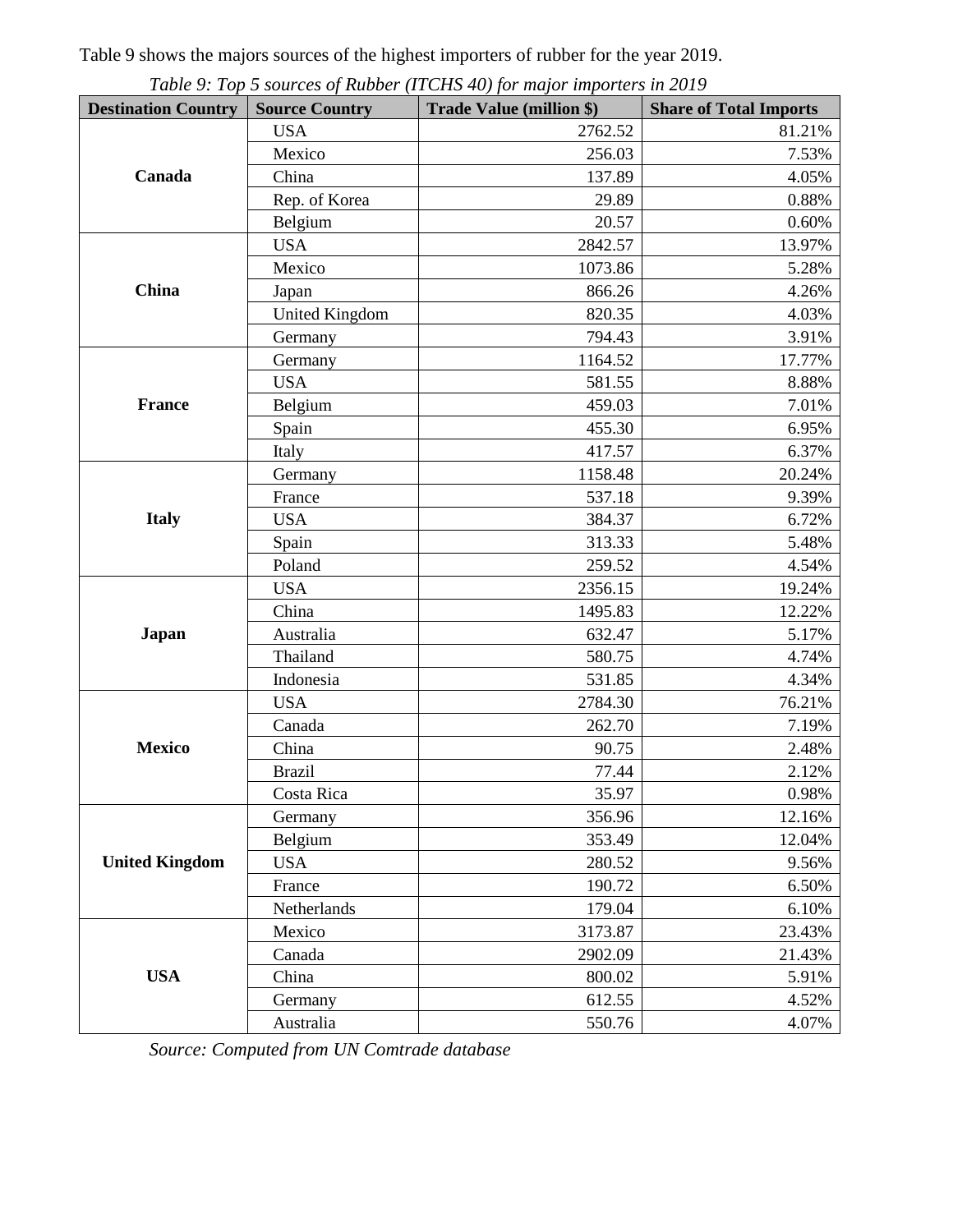Table 9 shows the majors sources of the highest importers of rubber for the year 2019.

*Table 9: Top 5 sources of Rubber (ITCHS 40) for major importers in 2019*

| Destination Country | Source Country | Trade Value (million $) | Share of Total Imports |
|---|---|---|---|
| **Canada** | USA | 2762.52 | 81.21% |
| | Mexico | 256.03 | 7.53% |
| | China | 137.89 | 4.05% |
| | Rep. of Korea | 29.89 | 0.88% |
| | Belgium | 20.57 | 0.60% |
| **China** | USA | 2842.57 | 13.97% |
| | Mexico | 1073.86 | 5.28% |
| | Japan | 866.26 | 4.26% |
| | United Kingdom | 820.35 | 4.03% |
| | Germany | 794.43 | 3.91% |
| **France** | Germany | 1164.52 | 17.77% |
| | USA | 581.55 | 8.88% |
| | Belgium | 459.03 | 7.01% |
| | Spain | 455.30 | 6.95% |
| | Italy | 417.57 | 6.37% |
| **Italy** | Germany | 1158.48 | 20.24% |
| | France | 537.18 | 9.39% |
| | USA | 384.37 | 6.72% |
| | Spain | 313.33 | 5.48% |
| | Poland | 259.52 | 4.54% |
| **Japan** | USA | 2356.15 | 19.24% |
| | China | 1495.83 | 12.22% |
| | Australia | 632.47 | 5.17% |
| | Thailand | 580.75 | 4.74% |
| | Indonesia | 531.85 | 4.34% |
| **Mexico** | USA | 2784.30 | 76.21% |
| | Canada | 262.70 | 7.19% |
| | China | 90.75 | 2.48% |
| | Brazil | 77.44 | 2.12% |
| | Costa Rica | 35.97 | 0.98% |
| **United Kingdom** | Germany | 356.96 | 12.16% |
| | Belgium | 353.49 | 12.04% |
| | USA | 280.52 | 9.56% |
| | France | 190.72 | 6.50% |
| | Netherlands | 179.04 | 6.10% |
| **USA** | Mexico | 3173.87 | 23.43% |
| | Canada | 2902.09 | 21.43% |
| | China | 800.02 | 5.91% |
| | Germany | 612.55 | 4.52% |
| | Australia | 550.76 | 4.07% |

*Source: Computed from UN Comtrade database*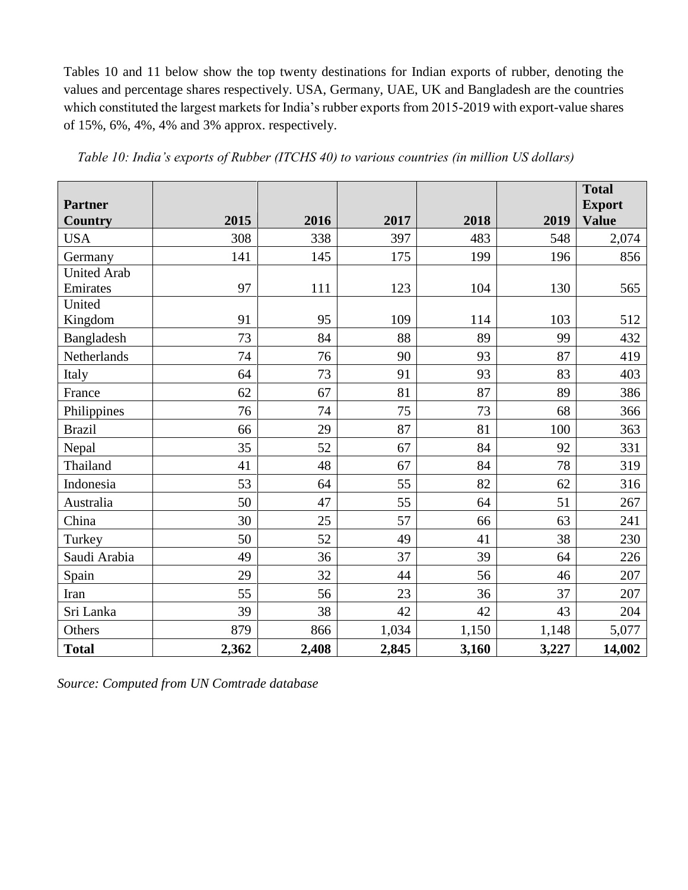Tables 10 and 11 below show the top twenty destinations for Indian exports of rubber, denoting the values and percentage shares respectively. USA, Germany, UAE, UK and Bangladesh are the countries which constituted the largest markets for India's rubber exports from 2015-2019 with export-value shares of 15%, 6%, 4%, 4% and 3% approx. respectively.

*Table 10: India's exports of Rubber (ITCHS 40) to various countries (in million US dollars)*

| **Partner Country** | **2015** | **2016** | **2017** | **2018** | **2019** | **Total Export Value** |
|---|---|---|---|---|---|---|
| USA | 308 | 338 | 397 | 483 | 548 | 2,074 |
| Germany | 141 | 145 | 175 | 199 | 196 | 856 |
| United Arab Emirates | 97 | 111 | 123 | 104 | 130 | 565 |
| United Kingdom | 91 | 95 | 109 | 114 | 103 | 512 |
| Bangladesh | 73 | 84 | 88 | 89 | 99 | 432 |
| Netherlands | 74 | 76 | 90 | 93 | 87 | 419 |
| Italy | 64 | 73 | 91 | 93 | 83 | 403 |
| France | 62 | 67 | 81 | 87 | 89 | 386 |
| Philippines | 76 | 74 | 75 | 73 | 68 | 366 |
| Brazil | 66 | 29 | 87 | 81 | 100 | 363 |
| Nepal | 35 | 52 | 67 | 84 | 92 | 331 |
| Thailand | 41 | 48 | 67 | 84 | 78 | 319 |
| Indonesia | 53 | 64 | 55 | 82 | 62 | 316 |
| Australia | 50 | 47 | 55 | 64 | 51 | 267 |
| China | 30 | 25 | 57 | 66 | 63 | 241 |
| Turkey | 50 | 52 | 49 | 41 | 38 | 230 |
| Saudi Arabia | 49 | 36 | 37 | 39 | 64 | 226 |
| Spain | 29 | 32 | 44 | 56 | 46 | 207 |
| Iran | 55 | 56 | 23 | 36 | 37 | 207 |
| Sri Lanka | 39 | 38 | 42 | 42 | 43 | 204 |
| Others | 879 | 866 | 1,034 | 1,150 | 1,148 | 5,077 |
| **Total** | **2,362** | **2,408** | **2,845** | **3,160** | **3,227** | **14,002** |

*Source: Computed from UN Comtrade database*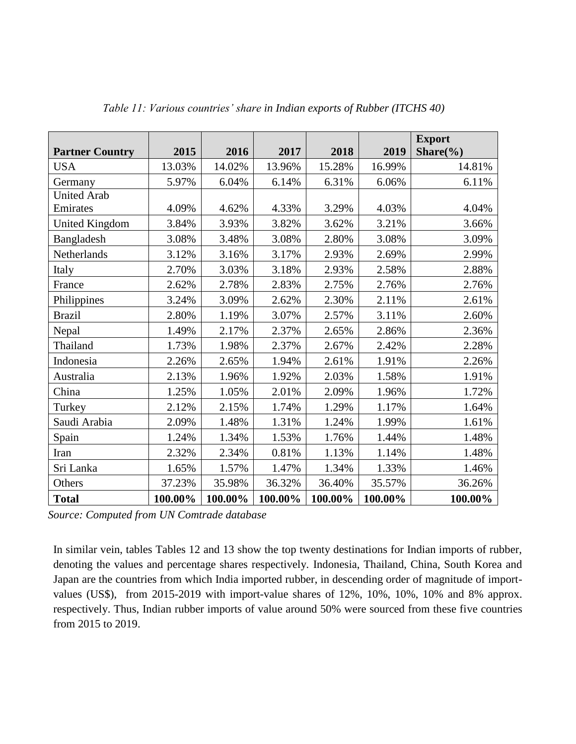*Table 11: Various countries' share in Indian exports of Rubber (ITCHS 40)*

| Partner Country | 2015 | 2016 | 2017 | 2018 | 2019 | Export Share(%) |
|---|---|---|---|---|---|---|
| USA | 13.03% | 14.02% | 13.96% | 15.28% | 16.99% | 14.81% |
| Germany | 5.97% | 6.04% | 6.14% | 6.31% | 6.06% | 6.11% |
| United Arab Emirates | 4.09% | 4.62% | 4.33% | 3.29% | 4.03% | 4.04% |
| United Kingdom | 3.84% | 3.93% | 3.82% | 3.62% | 3.21% | 3.66% |
| Bangladesh | 3.08% | 3.48% | 3.08% | 2.80% | 3.08% | 3.09% |
| Netherlands | 3.12% | 3.16% | 3.17% | 2.93% | 2.69% | 2.99% |
| Italy | 2.70% | 3.03% | 3.18% | 2.93% | 2.58% | 2.88% |
| France | 2.62% | 2.78% | 2.83% | 2.75% | 2.76% | 2.76% |
| Philippines | 3.24% | 3.09% | 2.62% | 2.30% | 2.11% | 2.61% |
| Brazil | 2.80% | 1.19% | 3.07% | 2.57% | 3.11% | 2.60% |
| Nepal | 1.49% | 2.17% | 2.37% | 2.65% | 2.86% | 2.36% |
| Thailand | 1.73% | 1.98% | 2.37% | 2.67% | 2.42% | 2.28% |
| Indonesia | 2.26% | 2.65% | 1.94% | 2.61% | 1.91% | 2.26% |
| Australia | 2.13% | 1.96% | 1.92% | 2.03% | 1.58% | 1.91% |
| China | 1.25% | 1.05% | 2.01% | 2.09% | 1.96% | 1.72% |
| Turkey | 2.12% | 2.15% | 1.74% | 1.29% | 1.17% | 1.64% |
| Saudi Arabia | 2.09% | 1.48% | 1.31% | 1.24% | 1.99% | 1.61% |
| Spain | 1.24% | 1.34% | 1.53% | 1.76% | 1.44% | 1.48% |
| Iran | 2.32% | 2.34% | 0.81% | 1.13% | 1.14% | 1.48% |
| Sri Lanka | 1.65% | 1.57% | 1.47% | 1.34% | 1.33% | 1.46% |
| Others | 37.23% | 35.98% | 36.32% | 36.40% | 35.57% | 36.26% |
| **Total** | **100.00%** | **100.00%** | **100.00%** | **100.00%** | **100.00%** | **100.00%** |

*Source: Computed from UN Comtrade database*

In similar vein, tables Tables 12 and 13 show the top twenty destinations for Indian imports of rubber, denoting the values and percentage shares respectively. Indonesia, Thailand, China, South Korea and Japan are the countries from which India imported rubber, in descending order of magnitude of import-values (US$), from 2015-2019 with import-value shares of 12%, 10%, 10%, 10% and 8% approx. respectively. Thus, Indian rubber imports of value around 50% were sourced from these five countries from 2015 to 2019.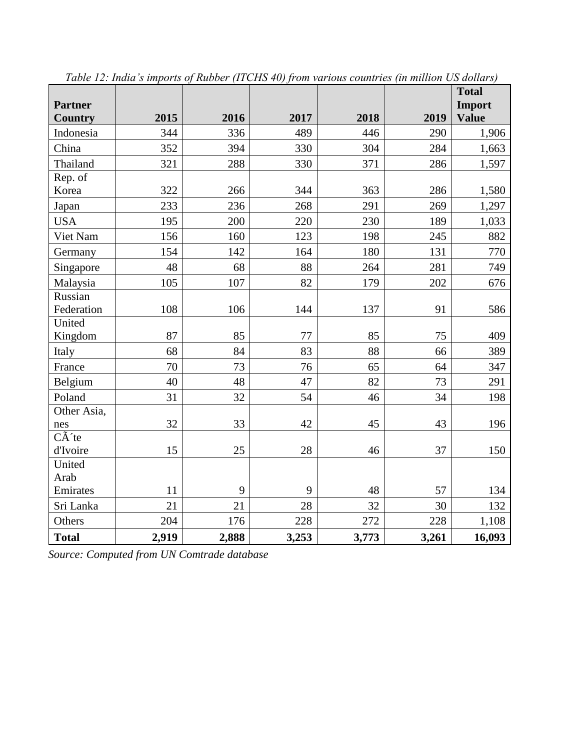*Table 12: India's imports of Rubber (ITCHS 40) from various countries (in million US dollars)*

| Partner Country | 2015 | 2016 | 2017 | 2018 | 2019 | Total Import Value |
|---|---|---|---|---|---|---|
| Indonesia | 344 | 336 | 489 | 446 | 290 | 1,906 |
| China | 352 | 394 | 330 | 304 | 284 | 1,663 |
| Thailand | 321 | 288 | 330 | 371 | 286 | 1,597 |
| Rep. of Korea | 322 | 266 | 344 | 363 | 286 | 1,580 |
| Japan | 233 | 236 | 268 | 291 | 269 | 1,297 |
| USA | 195 | 200 | 220 | 230 | 189 | 1,033 |
| Viet Nam | 156 | 160 | 123 | 198 | 245 | 882 |
| Germany | 154 | 142 | 164 | 180 | 131 | 770 |
| Singapore | 48 | 68 | 88 | 264 | 281 | 749 |
| Malaysia | 105 | 107 | 82 | 179 | 202 | 676 |
| Russian Federation | 108 | 106 | 144 | 137 | 91 | 586 |
| United Kingdom | 87 | 85 | 77 | 85 | 75 | 409 |
| Italy | 68 | 84 | 83 | 88 | 66 | 389 |
| France | 70 | 73 | 76 | 65 | 64 | 347 |
| Belgium | 40 | 48 | 47 | 82 | 73 | 291 |
| Poland | 31 | 32 | 54 | 46 | 34 | 198 |
| Other Asia, nes | 32 | 33 | 42 | 45 | 43 | 196 |
| CÃ´te d'Ivoire | 15 | 25 | 28 | 46 | 37 | 150 |
| United Arab Emirates | 11 | 9 | 9 | 48 | 57 | 134 |
| Sri Lanka | 21 | 21 | 28 | 32 | 30 | 132 |
| Others | 204 | 176 | 228 | 272 | 228 | 1,108 |
| **Total** | **2,919** | **2,888** | **3,253** | **3,773** | **3,261** | **16,093** |

*Source: Computed from UN Comtrade database*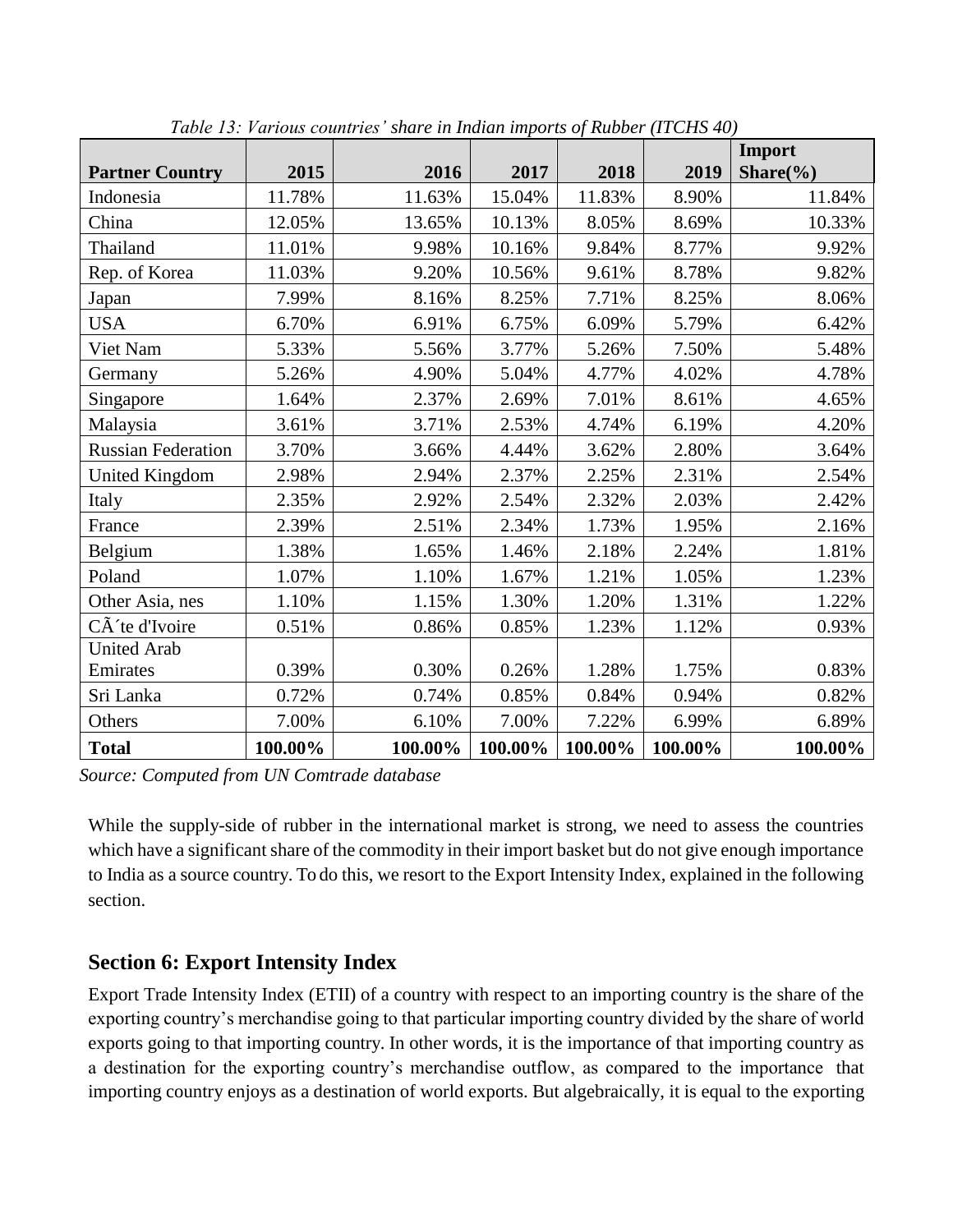*Table 13: Various countries' share in Indian imports of Rubber (ITCHS 40)*

| Partner Country | 2015 | 2016 | 2017 | 2018 | 2019 | Import Share(%) |
|---|---|---|---|---|---|---|
| Indonesia | 11.78% | 11.63% | 15.04% | 11.83% | 8.90% | 11.84% |
| China | 12.05% | 13.65% | 10.13% | 8.05% | 8.69% | 10.33% |
| Thailand | 11.01% | 9.98% | 10.16% | 9.84% | 8.77% | 9.92% |
| Rep. of Korea | 11.03% | 9.20% | 10.56% | 9.61% | 8.78% | 9.82% |
| Japan | 7.99% | 8.16% | 8.25% | 7.71% | 8.25% | 8.06% |
| USA | 6.70% | 6.91% | 6.75% | 6.09% | 5.79% | 6.42% |
| Viet Nam | 5.33% | 5.56% | 3.77% | 5.26% | 7.50% | 5.48% |
| Germany | 5.26% | 4.90% | 5.04% | 4.77% | 4.02% | 4.78% |
| Singapore | 1.64% | 2.37% | 2.69% | 7.01% | 8.61% | 4.65% |
| Malaysia | 3.61% | 3.71% | 2.53% | 4.74% | 6.19% | 4.20% |
| Russian Federation | 3.70% | 3.66% | 4.44% | 3.62% | 2.80% | 3.64% |
| United Kingdom | 2.98% | 2.94% | 2.37% | 2.25% | 2.31% | 2.54% |
| Italy | 2.35% | 2.92% | 2.54% | 2.32% | 2.03% | 2.42% |
| France | 2.39% | 2.51% | 2.34% | 1.73% | 1.95% | 2.16% |
| Belgium | 1.38% | 1.65% | 1.46% | 2.18% | 2.24% | 1.81% |
| Poland | 1.07% | 1.10% | 1.67% | 1.21% | 1.05% | 1.23% |
| Other Asia, nes | 1.10% | 1.15% | 1.30% | 1.20% | 1.31% | 1.22% |
| CÃ´te d'Ivoire | 0.51% | 0.86% | 0.85% | 1.23% | 1.12% | 0.93% |
| United Arab Emirates | 0.39% | 0.30% | 0.26% | 1.28% | 1.75% | 0.83% |
| Sri Lanka | 0.72% | 0.74% | 0.85% | 0.84% | 0.94% | 0.82% |
| Others | 7.00% | 6.10% | 7.00% | 7.22% | 6.99% | 6.89% |
| **Total** | **100.00%** | **100.00%** | **100.00%** | **100.00%** | **100.00%** | **100.00%** |

*Source: Computed from UN Comtrade database*

While the supply-side of rubber in the international market is strong, we need to assess the countries which have a significant share of the commodity in their import basket but do not give enough importance to India as a source country. To do this, we resort to the Export Intensity Index, explained in the following section.

## Section 6: Export Intensity Index

Export Trade Intensity Index (ETII) of a country with respect to an importing country is the share of the exporting country's merchandise going to that particular importing country divided by the share of world exports going to that importing country. In other words, it is the importance of that importing country as a destination for the exporting country's merchandise outflow, as compared to the importance that importing country enjoys as a destination of world exports. But algebraically, it is equal to the exporting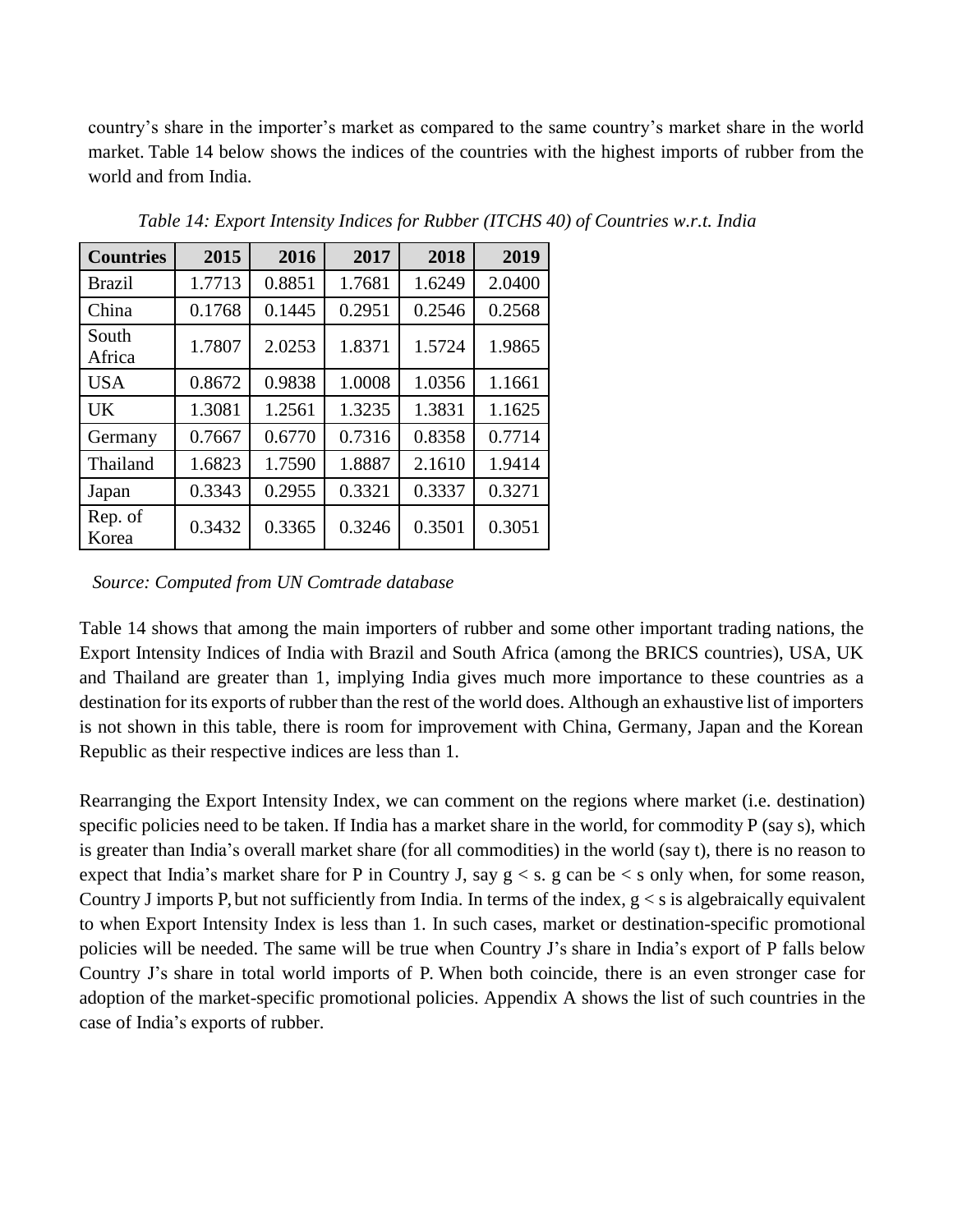country's share in the importer's market as compared to the same country's market share in the world market. Table 14 below shows the indices of the countries with the highest imports of rubber from the world and from India.

*Table 14: Export Intensity Indices for Rubber (ITCHS 40) of Countries w.r.t. India*

| Countries | 2015 | 2016 | 2017 | 2018 | 2019 |
|---|---|---|---|---|---|
| Brazil | 1.7713 | 0.8851 | 1.7681 | 1.6249 | 2.0400 |
| China | 0.1768 | 0.1445 | 0.2951 | 0.2546 | 0.2568 |
| South Africa | 1.7807 | 2.0253 | 1.8371 | 1.5724 | 1.9865 |
| USA | 0.8672 | 0.9838 | 1.0008 | 1.0356 | 1.1661 |
| UK | 1.3081 | 1.2561 | 1.3235 | 1.3831 | 1.1625 |
| Germany | 0.7667 | 0.6770 | 0.7316 | 0.8358 | 0.7714 |
| Thailand | 1.6823 | 1.7590 | 1.8887 | 2.1610 | 1.9414 |
| Japan | 0.3343 | 0.2955 | 0.3321 | 0.3337 | 0.3271 |
| Rep. of Korea | 0.3432 | 0.3365 | 0.3246 | 0.3501 | 0.3051 |

*Source: Computed from UN Comtrade database*

Table 14 shows that among the main importers of rubber and some other important trading nations, the Export Intensity Indices of India with Brazil and South Africa (among the BRICS countries), USA, UK and Thailand are greater than 1, implying India gives much more importance to these countries as a destination for its exports of rubber than the rest of the world does. Although an exhaustive list of importers is not shown in this table, there is room for improvement with China, Germany, Japan and the Korean Republic as their respective indices are less than 1.

Rearranging the Export Intensity Index, we can comment on the regions where market (i.e. destination) specific policies need to be taken. If India has a market share in the world, for commodity P (say s), which is greater than India's overall market share (for all commodities) in the world (say t), there is no reason to expect that India's market share for P in Country J, say $g < s$. g can be $< s$ only when, for some reason, Country J imports P, but not sufficiently from India. In terms of the index, $g < s$ is algebraically equivalent to when Export Intensity Index is less than 1. In such cases, market or destination-specific promotional policies will be needed. The same will be true when Country J's share in India's export of P falls below Country J's share in total world imports of P. When both coincide, there is an even stronger case for adoption of the market-specific promotional policies. Appendix A shows the list of such countries in the case of India's exports of rubber.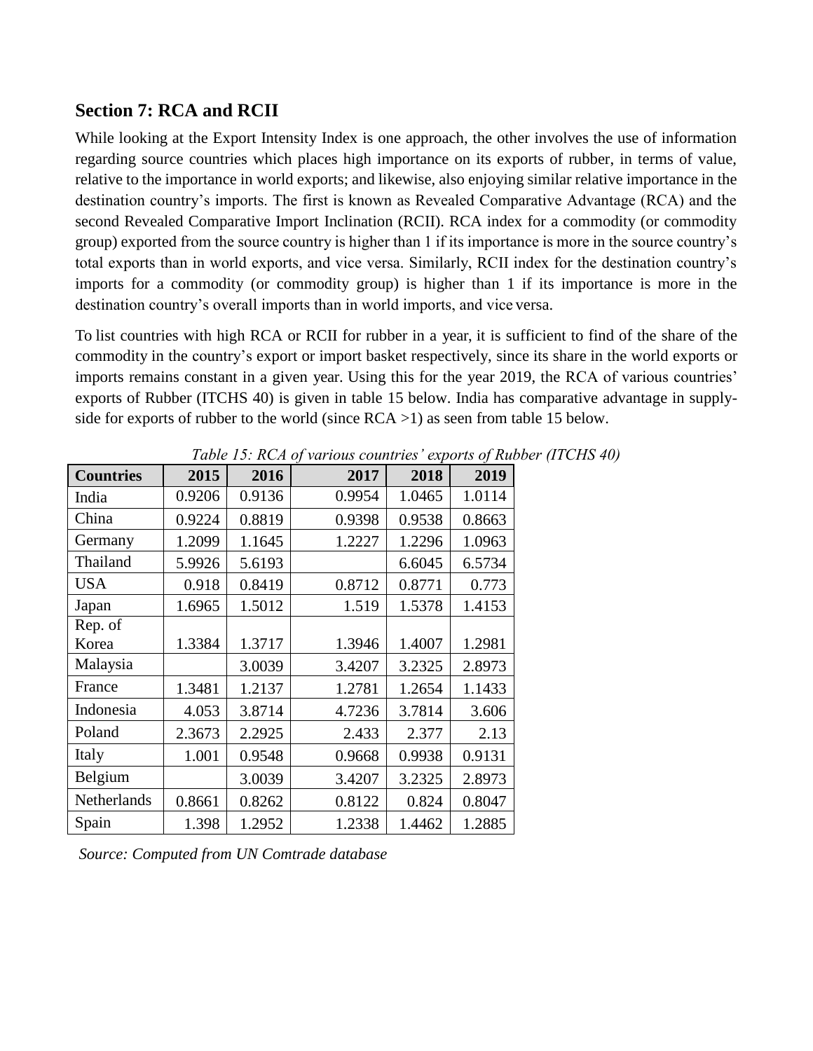## Section 7: RCA and RCII

While looking at the Export Intensity Index is one approach, the other involves the use of information regarding source countries which places high importance on its exports of rubber, in terms of value, relative to the importance in world exports; and likewise, also enjoying similar relative importance in the destination country's imports. The first is known as Revealed Comparative Advantage (RCA) and the second Revealed Comparative Import Inclination (RCII). RCA index for a commodity (or commodity group) exported from the source country is higher than 1 if its importance is more in the source country's total exports than in world exports, and vice versa. Similarly, RCII index for the destination country's imports for a commodity (or commodity group) is higher than 1 if its importance is more in the destination country's overall imports than in world imports, and vice versa.

To list countries with high RCA or RCII for rubber in a year, it is sufficient to find of the share of the commodity in the country's export or import basket respectively, since its share in the world exports or imports remains constant in a given year. Using this for the year 2019, the RCA of various countries' exports of Rubber (ITCHS 40) is given in table 15 below. India has comparative advantage in supply-side for exports of rubber to the world (since RCA >1) as seen from table 15 below.

*Table 15: RCA of various countries' exports of Rubber (ITCHS 40)*

| Countries | 2015 | 2016 | 2017 | 2018 | 2019 |
|---|---|---|---|---|---|
| India | 0.9206 | 0.9136 | 0.9954 | 1.0465 | 1.0114 |
| China | 0.9224 | 0.8819 | 0.9398 | 0.9538 | 0.8663 |
| Germany | 1.2099 | 1.1645 | 1.2227 | 1.2296 | 1.0963 |
| Thailand | 5.9926 | 5.6193 | | 6.6045 | 6.5734 |
| USA | 0.918 | 0.8419 | 0.8712 | 0.8771 | 0.773 |
| Japan | 1.6965 | 1.5012 | 1.519 | 1.5378 | 1.4153 |
| Rep. of Korea | 1.3384 | 1.3717 | 1.3946 | 1.4007 | 1.2981 |
| Malaysia | | 3.0039 | 3.4207 | 3.2325 | 2.8973 |
| France | 1.3481 | 1.2137 | 1.2781 | 1.2654 | 1.1433 |
| Indonesia | 4.053 | 3.8714 | 4.7236 | 3.7814 | 3.606 |
| Poland | 2.3673 | 2.2925 | 2.433 | 2.377 | 2.13 |
| Italy | 1.001 | 0.9548 | 0.9668 | 0.9938 | 0.9131 |
| Belgium | | 3.0039 | 3.4207 | 3.2325 | 2.8973 |
| Netherlands | 0.8661 | 0.8262 | 0.8122 | 0.824 | 0.8047 |
| Spain | 1.398 | 1.2952 | 1.2338 | 1.4462 | 1.2885 |

*Source: Computed from UN Comtrade database*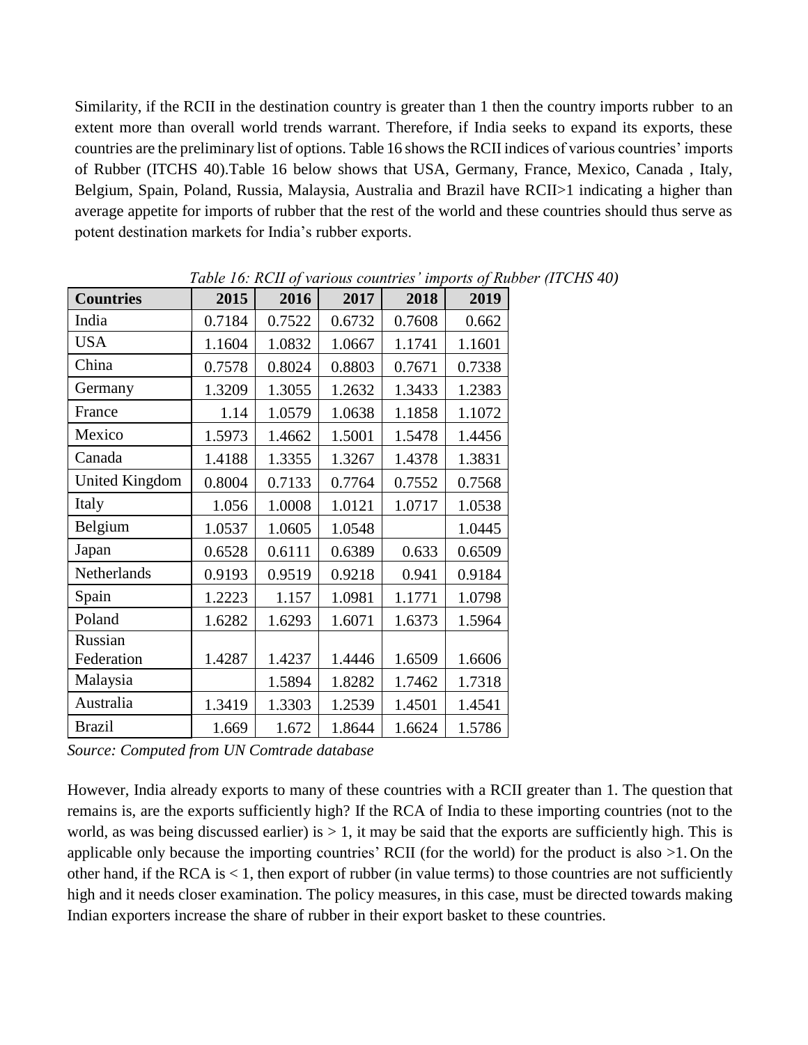Similarity, if the RCII in the destination country is greater than 1 then the country imports rubber to an extent more than overall world trends warrant. Therefore, if India seeks to expand its exports, these countries are the preliminary list of options. Table 16 shows the RCII indices of various countries' imports of Rubber (ITCHS 40).Table 16 below shows that USA, Germany, France, Mexico, Canada , Italy, Belgium, Spain, Poland, Russia, Malaysia, Australia and Brazil have RCII>1 indicating a higher than average appetite for imports of rubber that the rest of the world and these countries should thus serve as potent destination markets for India's rubber exports.

*Table 16: RCII of various countries' imports of Rubber (ITCHS 40)*

| Countries | 2015 | 2016 | 2017 | 2018 | 2019 |
|---|---|---|---|---|---|
| India | 0.7184 | 0.7522 | 0.6732 | 0.7608 | 0.662 |
| USA | 1.1604 | 1.0832 | 1.0667 | 1.1741 | 1.1601 |
| China | 0.7578 | 0.8024 | 0.8803 | 0.7671 | 0.7338 |
| Germany | 1.3209 | 1.3055 | 1.2632 | 1.3433 | 1.2383 |
| France | 1.14 | 1.0579 | 1.0638 | 1.1858 | 1.1072 |
| Mexico | 1.5973 | 1.4662 | 1.5001 | 1.5478 | 1.4456 |
| Canada | 1.4188 | 1.3355 | 1.3267 | 1.4378 | 1.3831 |
| United Kingdom | 0.8004 | 0.7133 | 0.7764 | 0.7552 | 0.7568 |
| Italy | 1.056 | 1.0008 | 1.0121 | 1.0717 | 1.0538 |
| Belgium | 1.0537 | 1.0605 | 1.0548 | | 1.0445 |
| Japan | 0.6528 | 0.6111 | 0.6389 | 0.633 | 0.6509 |
| Netherlands | 0.9193 | 0.9519 | 0.9218 | 0.941 | 0.9184 |
| Spain | 1.2223 | 1.157 | 1.0981 | 1.1771 | 1.0798 |
| Poland | 1.6282 | 1.6293 | 1.6071 | 1.6373 | 1.5964 |
| Russian Federation | 1.4287 | 1.4237 | 1.4446 | 1.6509 | 1.6606 |
| Malaysia | | 1.5894 | 1.8282 | 1.7462 | 1.7318 |
| Australia | 1.3419 | 1.3303 | 1.2539 | 1.4501 | 1.4541 |
| Brazil | 1.669 | 1.672 | 1.8644 | 1.6624 | 1.5786 |

*Source: Computed from UN Comtrade database*

However, India already exports to many of these countries with a RCII greater than 1. The question that remains is, are the exports sufficiently high? If the RCA of India to these importing countries (not to the world, as was being discussed earlier) is > 1, it may be said that the exports are sufficiently high. This is applicable only because the importing countries' RCII (for the world) for the product is also >1. On the other hand, if the RCA is < 1, then export of rubber (in value terms) to those countries are not sufficiently high and it needs closer examination. The policy measures, in this case, must be directed towards making Indian exporters increase the share of rubber in their export basket to these countries.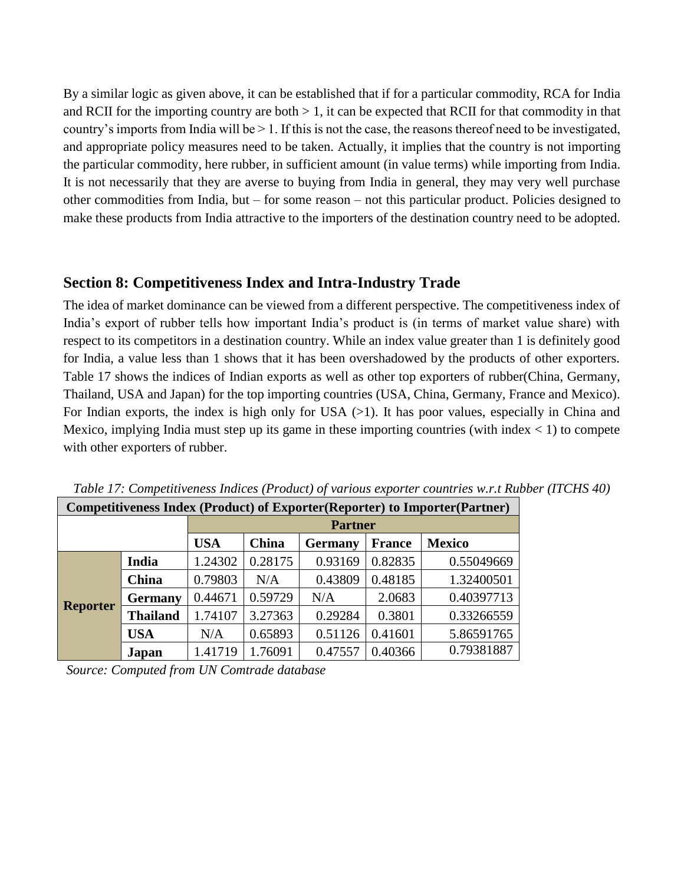By a similar logic as given above, it can be established that if for a particular commodity, RCA for India and RCII for the importing country are both > 1, it can be expected that RCII for that commodity in that country's imports from India will be > 1. If this is not the case, the reasons thereof need to be investigated, and appropriate policy measures need to be taken. Actually, it implies that the country is not importing the particular commodity, here rubber, in sufficient amount (in value terms) while importing from India. It is not necessarily that they are averse to buying from India in general, they may very well purchase other commodities from India, but – for some reason – not this particular product. Policies designed to make these products from India attractive to the importers of the destination country need to be adopted.

## Section 8: Competitiveness Index and Intra-Industry Trade

The idea of market dominance can be viewed from a different perspective. The competitiveness index of India's export of rubber tells how important India's product is (in terms of market value share) with respect to its competitors in a destination country. While an index value greater than 1 is definitely good for India, a value less than 1 shows that it has been overshadowed by the products of other exporters. Table 17 shows the indices of Indian exports as well as other top exporters of rubber(China, Germany, Thailand, USA and Japan) for the top importing countries (USA, China, Germany, France and Mexico). For Indian exports, the index is high only for USA (>1). It has poor values, especially in China and Mexico, implying India must step up its game in these importing countries (with index < 1) to compete with other exporters of rubber.

*Table 17: Competitiveness Indices (Product) of various exporter countries w.r.t Rubber (ITCHS 40)*

| Competitiveness Index (Product) of Exporter(Reporter) to Importer(Partner) | | | | | | |
|---|---|---|---|---|---|---|
| | | **Partner** | | | | |
| | | **USA** | **China** | **Germany** | **France** | **Mexico** |
| **Reporter** | **India** | 1.24302 | 0.28175 | 0.93169 | 0.82835 | 0.55049669 |
| | **China** | 0.79803 | N/A | 0.43809 | 0.48185 | 1.32400501 |
| | **Germany** | 0.44671 | 0.59729 | N/A | 2.0683 | 0.40397713 |
| | **Thailand** | 1.74107 | 3.27363 | 0.29284 | 0.3801 | 0.33266559 |
| | **USA** | N/A | 0.65893 | 0.51126 | 0.41601 | 5.86591765 |
| | **Japan** | 1.41719 | 1.76091 | 0.47557 | 0.40366 | 0.79381887 |

*Source: Computed from UN Comtrade database*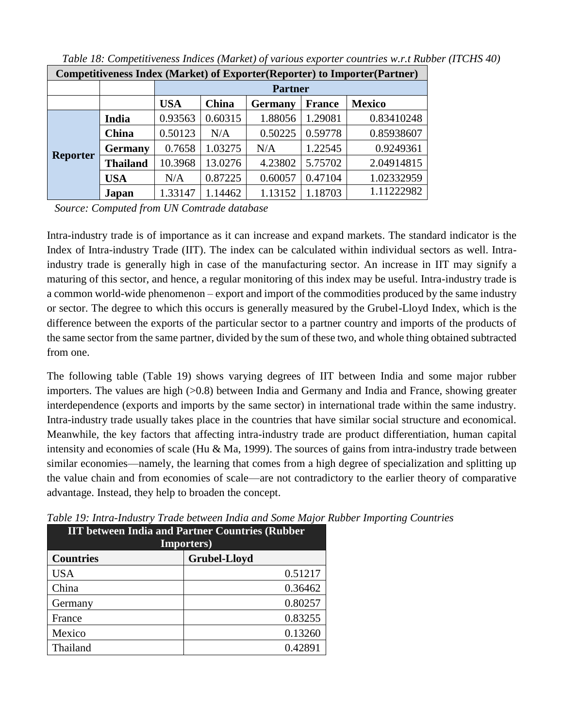*Table 18: Competitiveness Indices (Market) of various exporter countries w.r.t Rubber (ITCHS 40)*

| Competitiveness Index (Market) of Exporter(Reporter) to Importer(Partner) | | | | | | |
|---|---|---|---|---|---|---|
| | | **Partner** | | | | |
| | | **USA** | **China** | **Germany** | **France** | **Mexico** |
| **Reporter** | **India** | 0.93563 | 0.60315 | 1.88056 | 1.29081 | 0.83410248 |
| | **China** | 0.50123 | N/A | 0.50225 | 0.59778 | 0.85938607 |
| | **Germany** | 0.7658 | 1.03275 | N/A | 1.22545 | 0.9249361 |
| | **Thailand** | 10.3968 | 13.0276 | 4.23802 | 5.75702 | 2.04914815 |
| | **USA** | N/A | 0.87225 | 0.60057 | 0.47104 | 1.02332959 |
| | **Japan** | 1.33147 | 1.14462 | 1.13152 | 1.18703 | 1.11222982 |

*Source: Computed from UN Comtrade database*

Intra-industry trade is of importance as it can increase and expand markets. The standard indicator is the Index of Intra-industry Trade (IIT). The index can be calculated within individual sectors as well. Intra-industry trade is generally high in case of the manufacturing sector. An increase in IIT may signify a maturing of this sector, and hence, a regular monitoring of this index may be useful. Intra-industry trade is a common world-wide phenomenon – export and import of the commodities produced by the same industry or sector. The degree to which this occurs is generally measured by the Grubel-Lloyd Index, which is the difference between the exports of the particular sector to a partner country and imports of the products of the same sector from the same partner, divided by the sum of these two, and whole thing obtained subtracted from one.

The following table (Table 19) shows varying degrees of IIT between India and some major rubber importers. The values are high (>0.8) between India and Germany and India and France, showing greater interdependence (exports and imports by the same sector) in international trade within the same industry. Intra-industry trade usually takes place in the countries that have similar social structure and economical. Meanwhile, the key factors that affecting intra-industry trade are product differentiation, human capital intensity and economies of scale (Hu & Ma, 1999). The sources of gains from intra-industry trade between similar economies—namely, the learning that comes from a high degree of specialization and splitting up the value chain and from economies of scale—are not contradictory to the earlier theory of comparative advantage. Instead, they help to broaden the concept.

*Table 19: Intra-Industry Trade between India and Some Major Rubber Importing Countries*

| IIT between India and Partner Countries (Rubber Importers) | |
|---|---|
| **Countries** | **Grubel-Lloyd** |
| USA | 0.51217 |
| China | 0.36462 |
| Germany | 0.80257 |
| France | 0.83255 |
| Mexico | 0.13260 |
| Thailand | 0.42891 |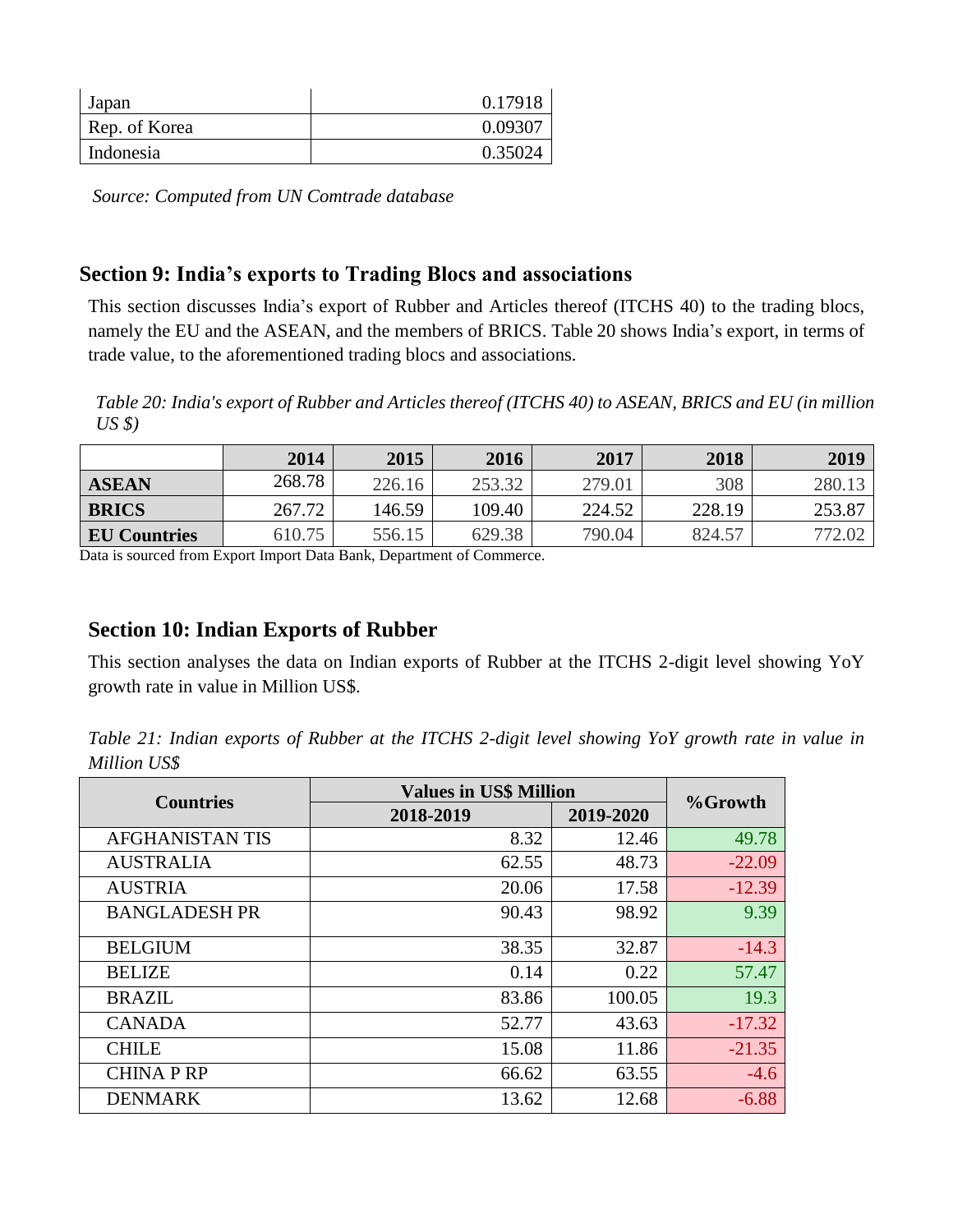| Japan | 0.17918 |
| --- | --- |
| Rep. of Korea | 0.09307 |
| Indonesia | 0.35024 |

*Source: Computed from UN Comtrade database*

## Section 9: India's exports to Trading Blocs and associations

This section discusses India's export of Rubber and Articles thereof (ITCHS 40) to the trading blocs, namely the EU and the ASEAN, and the members of BRICS. Table 20 shows India's export, in terms of trade value, to the aforementioned trading blocs and associations.

*Table 20: India's export of Rubber and Articles thereof (ITCHS 40) to ASEAN, BRICS and EU (in million US $)*

| | 2014 | 2015 | 2016 | 2017 | 2018 | 2019 |
| --- | --- | --- | --- | --- | --- | --- |
| **ASEAN** | 268.78 | 226.16 | 253.32 | 279.01 | 308 | 280.13 |
| **BRICS** | 267.72 | 146.59 | 109.40 | 224.52 | 228.19 | 253.87 |
| **EU Countries** | 610.75 | 556.15 | 629.38 | 790.04 | 824.57 | 772.02 |

Data is sourced from Export Import Data Bank, Department of Commerce.

## Section 10: Indian Exports of Rubber

This section analyses the data on Indian exports of Rubber at the ITCHS 2-digit level showing YoY growth rate in value in Million US$.

*Table 21: Indian exports of Rubber at the ITCHS 2-digit level showing YoY growth rate in value in Million US$*

| Countries | Values in US$ Million | | %Growth |
| --- | --- | --- | --- |
| | 2018-2019 | 2019-2020 | |
| AFGHANISTAN TIS | 8.32 | 12.46 | 49.78 |
| AUSTRALIA | 62.55 | 48.73 | -22.09 |
| AUSTRIA | 20.06 | 17.58 | -12.39 |
| BANGLADESH PR | 90.43 | 98.92 | 9.39 |
| BELGIUM | 38.35 | 32.87 | -14.3 |
| BELIZE | 0.14 | 0.22 | 57.47 |
| BRAZIL | 83.86 | 100.05 | 19.3 |
| CANADA | 52.77 | 43.63 | -17.32 |
| CHILE | 15.08 | 11.86 | -21.35 |
| CHINA P RP | 66.62 | 63.55 | -4.6 |
| DENMARK | 13.62 | 12.68 | -6.88 |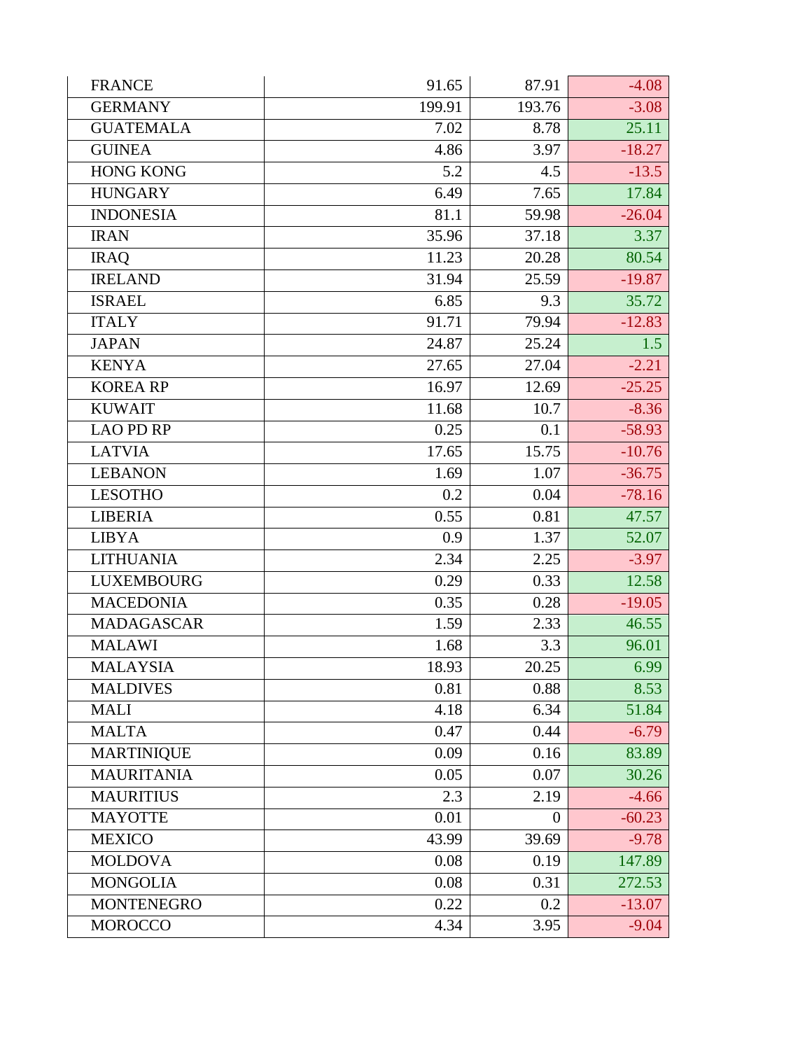| | | | |
|---|---|---|---|
| FRANCE | 91.65 | 87.91 | -4.08 |
| GERMANY | 199.91 | 193.76 | -3.08 |
| GUATEMALA | 7.02 | 8.78 | 25.11 |
| GUINEA | 4.86 | 3.97 | -18.27 |
| HONG KONG | 5.2 | 4.5 | -13.5 |
| HUNGARY | 6.49 | 7.65 | 17.84 |
| INDONESIA | 81.1 | 59.98 | -26.04 |
| IRAN | 35.96 | 37.18 | 3.37 |
| IRAQ | 11.23 | 20.28 | 80.54 |
| IRELAND | 31.94 | 25.59 | -19.87 |
| ISRAEL | 6.85 | 9.3 | 35.72 |
| ITALY | 91.71 | 79.94 | -12.83 |
| JAPAN | 24.87 | 25.24 | 1.5 |
| KENYA | 27.65 | 27.04 | -2.21 |
| KOREA RP | 16.97 | 12.69 | -25.25 |
| KUWAIT | 11.68 | 10.7 | -8.36 |
| LAO PD RP | 0.25 | 0.1 | -58.93 |
| LATVIA | 17.65 | 15.75 | -10.76 |
| LEBANON | 1.69 | 1.07 | -36.75 |
| LESOTHO | 0.2 | 0.04 | -78.16 |
| LIBERIA | 0.55 | 0.81 | 47.57 |
| LIBYA | 0.9 | 1.37 | 52.07 |
| LITHUANIA | 2.34 | 2.25 | -3.97 |
| LUXEMBOURG | 0.29 | 0.33 | 12.58 |
| MACEDONIA | 0.35 | 0.28 | -19.05 |
| MADAGASCAR | 1.59 | 2.33 | 46.55 |
| MALAWI | 1.68 | 3.3 | 96.01 |
| MALAYSIA | 18.93 | 20.25 | 6.99 |
| MALDIVES | 0.81 | 0.88 | 8.53 |
| MALI | 4.18 | 6.34 | 51.84 |
| MALTA | 0.47 | 0.44 | -6.79 |
| MARTINIQUE | 0.09 | 0.16 | 83.89 |
| MAURITANIA | 0.05 | 0.07 | 30.26 |
| MAURITIUS | 2.3 | 2.19 | -4.66 |
| MAYOTTE | 0.01 | 0 | -60.23 |
| MEXICO | 43.99 | 39.69 | -9.78 |
| MOLDOVA | 0.08 | 0.19 | 147.89 |
| MONGOLIA | 0.08 | 0.31 | 272.53 |
| MONTENEGRO | 0.22 | 0.2 | -13.07 |
| MOROCCO | 4.34 | 3.95 | -9.04 |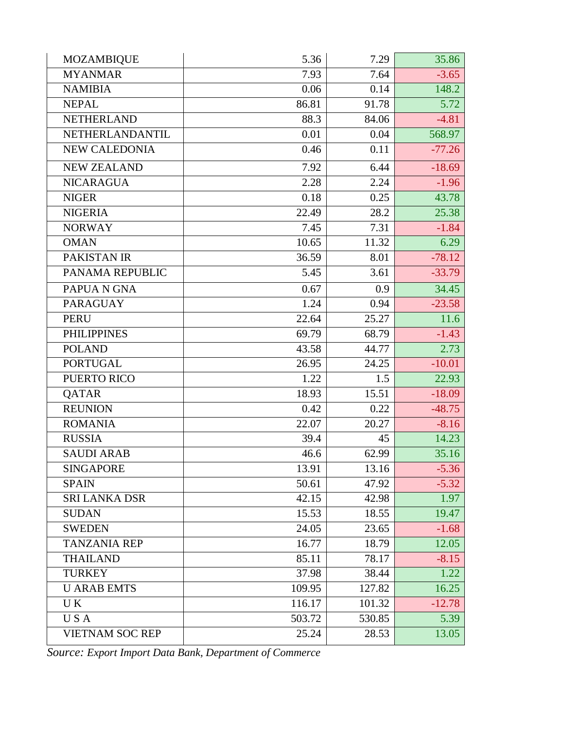| | | | |
|---|---|---|---|
| MOZAMBIQUE | 5.36 | 7.29 | 35.86 |
| MYANMAR | 7.93 | 7.64 | -3.65 |
| NAMIBIA | 0.06 | 0.14 | 148.2 |
| NEPAL | 86.81 | 91.78 | 5.72 |
| NETHERLAND | 88.3 | 84.06 | -4.81 |
| NETHERLANDANTIL | 0.01 | 0.04 | 568.97 |
| NEW CALEDONIA | 0.46 | 0.11 | -77.26 |
| NEW ZEALAND | 7.92 | 6.44 | -18.69 |
| NICARAGUA | 2.28 | 2.24 | -1.96 |
| NIGER | 0.18 | 0.25 | 43.78 |
| NIGERIA | 22.49 | 28.2 | 25.38 |
| NORWAY | 7.45 | 7.31 | -1.84 |
| OMAN | 10.65 | 11.32 | 6.29 |
| PAKISTAN IR | 36.59 | 8.01 | -78.12 |
| PANAMA REPUBLIC | 5.45 | 3.61 | -33.79 |
| PAPUA N GNA | 0.67 | 0.9 | 34.45 |
| PARAGUAY | 1.24 | 0.94 | -23.58 |
| PERU | 22.64 | 25.27 | 11.6 |
| PHILIPPINES | 69.79 | 68.79 | -1.43 |
| POLAND | 43.58 | 44.77 | 2.73 |
| PORTUGAL | 26.95 | 24.25 | -10.01 |
| PUERTO RICO | 1.22 | 1.5 | 22.93 |
| QATAR | 18.93 | 15.51 | -18.09 |
| REUNION | 0.42 | 0.22 | -48.75 |
| ROMANIA | 22.07 | 20.27 | -8.16 |
| RUSSIA | 39.4 | 45 | 14.23 |
| SAUDI ARAB | 46.6 | 62.99 | 35.16 |
| SINGAPORE | 13.91 | 13.16 | -5.36 |
| SPAIN | 50.61 | 47.92 | -5.32 |
| SRI LANKA DSR | 42.15 | 42.98 | 1.97 |
| SUDAN | 15.53 | 18.55 | 19.47 |
| SWEDEN | 24.05 | 23.65 | -1.68 |
| TANZANIA REP | 16.77 | 18.79 | 12.05 |
| THAILAND | 85.11 | 78.17 | -8.15 |
| TURKEY | 37.98 | 38.44 | 1.22 |
| U ARAB EMTS | 109.95 | 127.82 | 16.25 |
| U K | 116.17 | 101.32 | -12.78 |
| U S A | 503.72 | 530.85 | 5.39 |
| VIETNAM SOC REP | 25.24 | 28.53 | 13.05 |

*Source: Export Import Data Bank, Department of Commerce*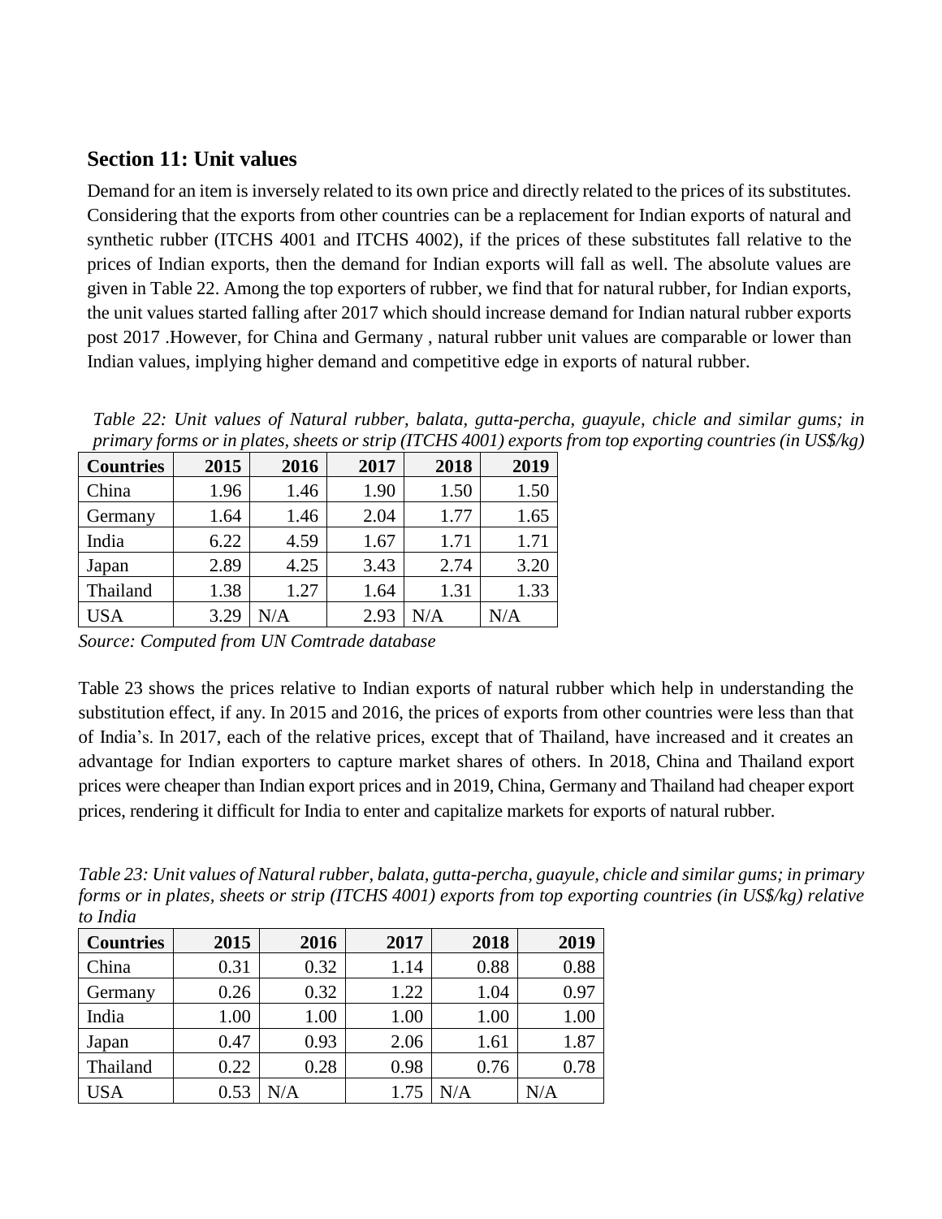## Section 11: Unit values

Demand for an item is inversely related to its own price and directly related to the prices of its substitutes. Considering that the exports from other countries can be a replacement for Indian exports of natural and synthetic rubber (ITCHS 4001 and ITCHS 4002), if the prices of these substitutes fall relative to the prices of Indian exports, then the demand for Indian exports will fall as well. The absolute values are given in Table 22. Among the top exporters of rubber, we find that for natural rubber, for Indian exports, the unit values started falling after 2017 which should increase demand for Indian natural rubber exports post 2017 .However, for China and Germany , natural rubber unit values are comparable or lower than Indian values, implying higher demand and competitive edge in exports of natural rubber.

*Table 22: Unit values of Natural rubber, balata, gutta-percha, guayule, chicle and similar gums; in primary forms or in plates, sheets or strip (ITCHS 4001) exports from top exporting countries (in US$/kg)*

| Countries | 2015 | 2016 | 2017 | 2018 | 2019 |
|---|---|---|---|---|---|
| China | 1.96 | 1.46 | 1.90 | 1.50 | 1.50 |
| Germany | 1.64 | 1.46 | 2.04 | 1.77 | 1.65 |
| India | 6.22 | 4.59 | 1.67 | 1.71 | 1.71 |
| Japan | 2.89 | 4.25 | 3.43 | 2.74 | 3.20 |
| Thailand | 1.38 | 1.27 | 1.64 | 1.31 | 1.33 |
| USA | 3.29 | N/A | 2.93 | N/A | N/A |

*Source: Computed from UN Comtrade database*

Table 23 shows the prices relative to Indian exports of natural rubber which help in understanding the substitution effect, if any. In 2015 and 2016, the prices of exports from other countries were less than that of India's. In 2017, each of the relative prices, except that of Thailand, have increased and it creates an advantage for Indian exporters to capture market shares of others. In 2018, China and Thailand export prices were cheaper than Indian export prices and in 2019, China, Germany and Thailand had cheaper export prices, rendering it difficult for India to enter and capitalize markets for exports of natural rubber.

*Table 23: Unit values of Natural rubber, balata, gutta-percha, guayule, chicle and similar gums; in primary forms or in plates, sheets or strip (ITCHS 4001) exports from top exporting countries (in US$/kg) relative to India*

| Countries | 2015 | 2016 | 2017 | 2018 | 2019 |
|---|---|---|---|---|---|
| China | 0.31 | 0.32 | 1.14 | 0.88 | 0.88 |
| Germany | 0.26 | 0.32 | 1.22 | 1.04 | 0.97 |
| India | 1.00 | 1.00 | 1.00 | 1.00 | 1.00 |
| Japan | 0.47 | 0.93 | 2.06 | 1.61 | 1.87 |
| Thailand | 0.22 | 0.28 | 0.98 | 0.76 | 0.78 |
| USA | 0.53 | N/A | 1.75 | N/A | N/A |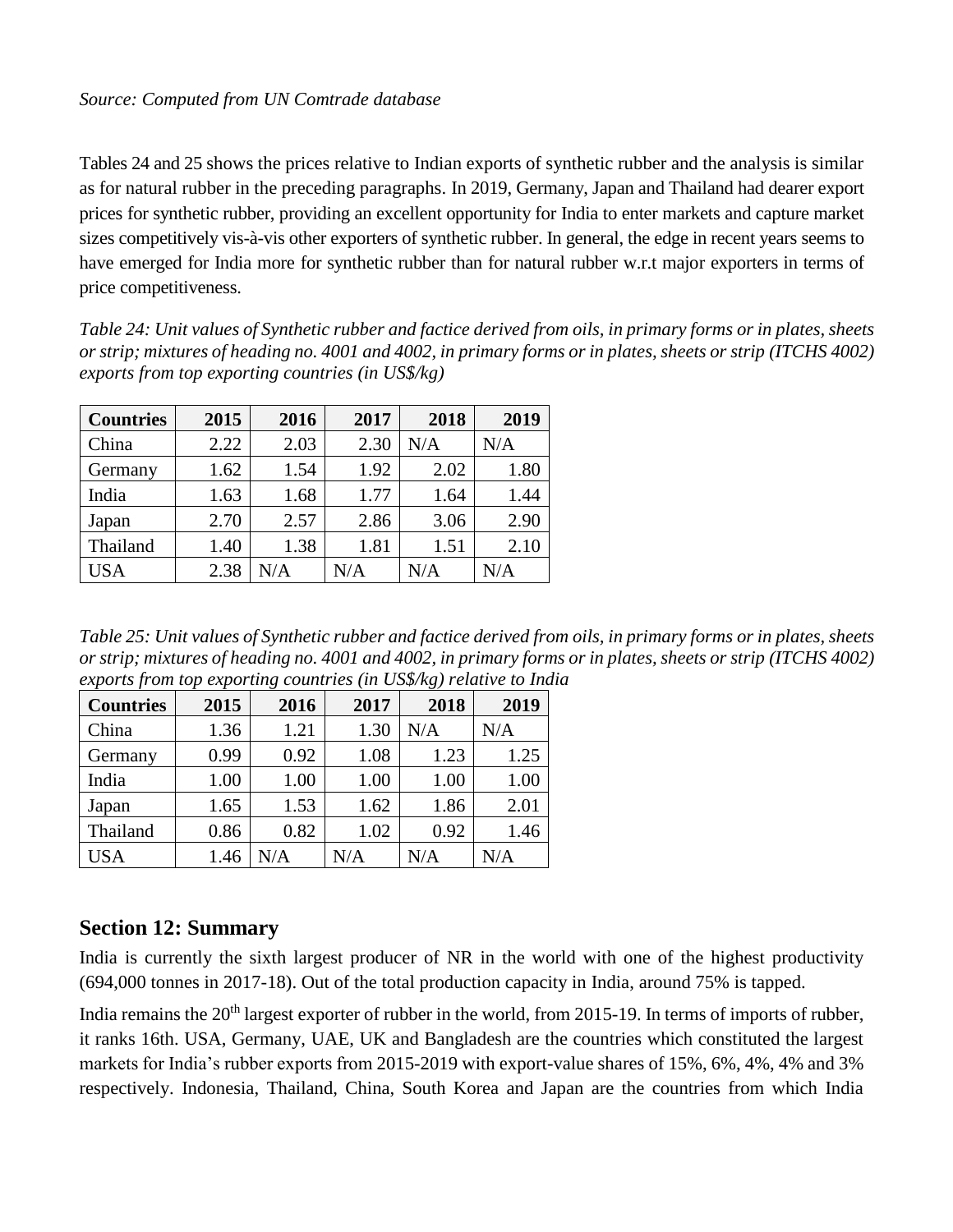*Source: Computed from UN Comtrade database*

Tables 24 and 25 shows the prices relative to Indian exports of synthetic rubber and the analysis is similar as for natural rubber in the preceding paragraphs. In 2019, Germany, Japan and Thailand had dearer export prices for synthetic rubber, providing an excellent opportunity for India to enter markets and capture market sizes competitively vis-à-vis other exporters of synthetic rubber. In general, the edge in recent years seems to have emerged for India more for synthetic rubber than for natural rubber w.r.t major exporters in terms of price competitiveness.

*Table 24: Unit values of Synthetic rubber and factice derived from oils, in primary forms or in plates, sheets or strip; mixtures of heading no. 4001 and 4002, in primary forms or in plates, sheets or strip (ITCHS 4002) exports from top exporting countries (in US$/kg)*

| Countries | 2015 | 2016 | 2017 | 2018 | 2019 |
|---|---|---|---|---|---|
| China | 2.22 | 2.03 | 2.30 | N/A | N/A |
| Germany | 1.62 | 1.54 | 1.92 | 2.02 | 1.80 |
| India | 1.63 | 1.68 | 1.77 | 1.64 | 1.44 |
| Japan | 2.70 | 2.57 | 2.86 | 3.06 | 2.90 |
| Thailand | 1.40 | 1.38 | 1.81 | 1.51 | 2.10 |
| USA | 2.38 | N/A | N/A | N/A | N/A |

*Table 25: Unit values of Synthetic rubber and factice derived from oils, in primary forms or in plates, sheets or strip; mixtures of heading no. 4001 and 4002, in primary forms or in plates, sheets or strip (ITCHS 4002) exports from top exporting countries (in US$/kg) relative to India*

| Countries | 2015 | 2016 | 2017 | 2018 | 2019 |
|---|---|---|---|---|---|
| China | 1.36 | 1.21 | 1.30 | N/A | N/A |
| Germany | 0.99 | 0.92 | 1.08 | 1.23 | 1.25 |
| India | 1.00 | 1.00 | 1.00 | 1.00 | 1.00 |
| Japan | 1.65 | 1.53 | 1.62 | 1.86 | 2.01 |
| Thailand | 0.86 | 0.82 | 1.02 | 0.92 | 1.46 |
| USA | 1.46 | N/A | N/A | N/A | N/A |

## Section 12: Summary

India is currently the sixth largest producer of NR in the world with one of the highest productivity (694,000 tonnes in 2017-18). Out of the total production capacity in India, around 75% is tapped.

India remains the 20th largest exporter of rubber in the world, from 2015-19. In terms of imports of rubber, it ranks 16th. USA, Germany, UAE, UK and Bangladesh are the countries which constituted the largest markets for India's rubber exports from 2015-2019 with export-value shares of 15%, 6%, 4%, 4% and 3% respectively. Indonesia, Thailand, China, South Korea and Japan are the countries from which India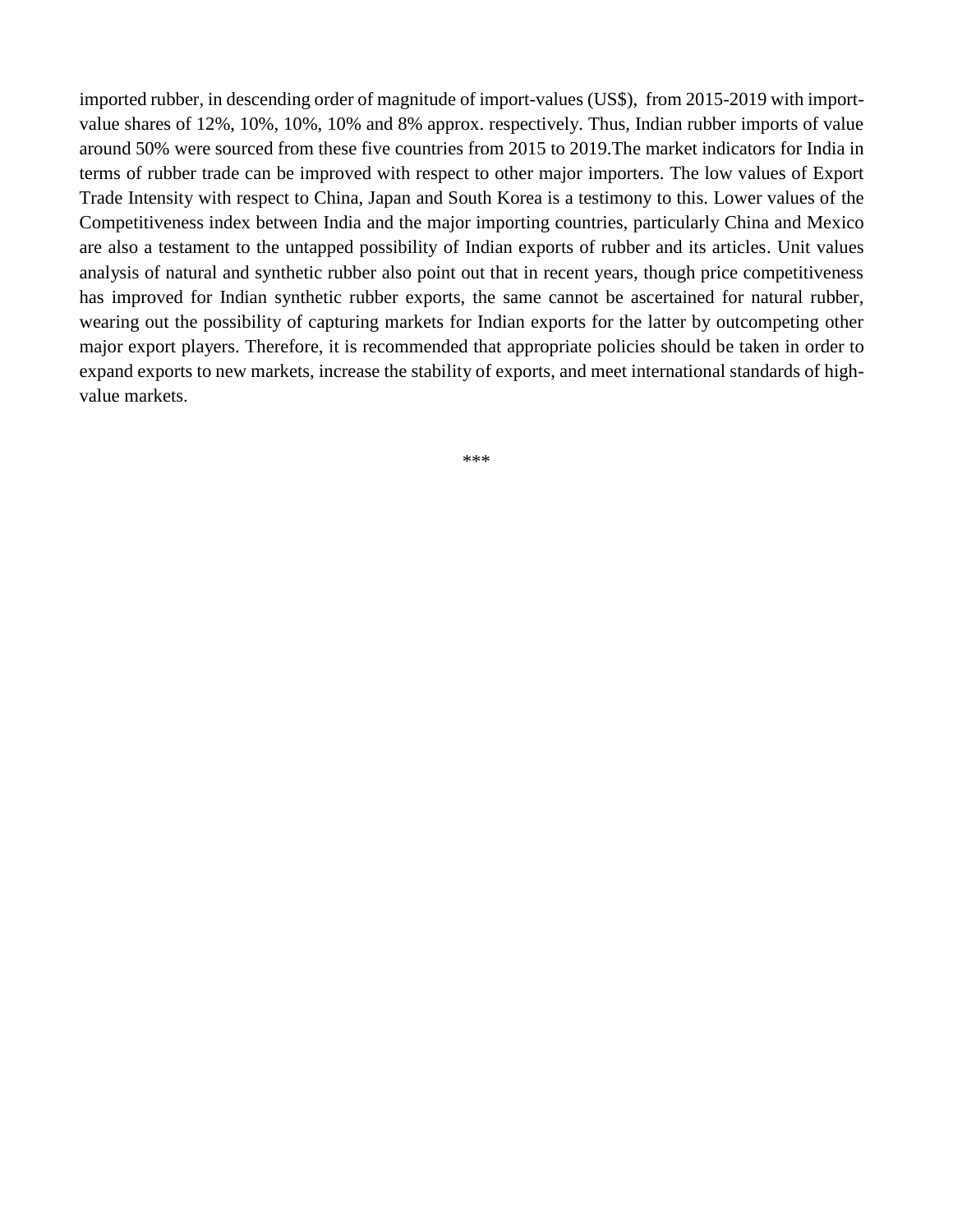imported rubber, in descending order of magnitude of import-values (US$), from 2015-2019 with import-value shares of 12%, 10%, 10%, 10% and 8% approx. respectively. Thus, Indian rubber imports of value around 50% were sourced from these five countries from 2015 to 2019.The market indicators for India in terms of rubber trade can be improved with respect to other major importers. The low values of Export Trade Intensity with respect to China, Japan and South Korea is a testimony to this. Lower values of the Competitiveness index between India and the major importing countries, particularly China and Mexico are also a testament to the untapped possibility of Indian exports of rubber and its articles. Unit values analysis of natural and synthetic rubber also point out that in recent years, though price competitiveness has improved for Indian synthetic rubber exports, the same cannot be ascertained for natural rubber, wearing out the possibility of capturing markets for Indian exports for the latter by outcompeting other major export players. Therefore, it is recommended that appropriate policies should be taken in order to expand exports to new markets, increase the stability of exports, and meet international standards of high-value markets.

***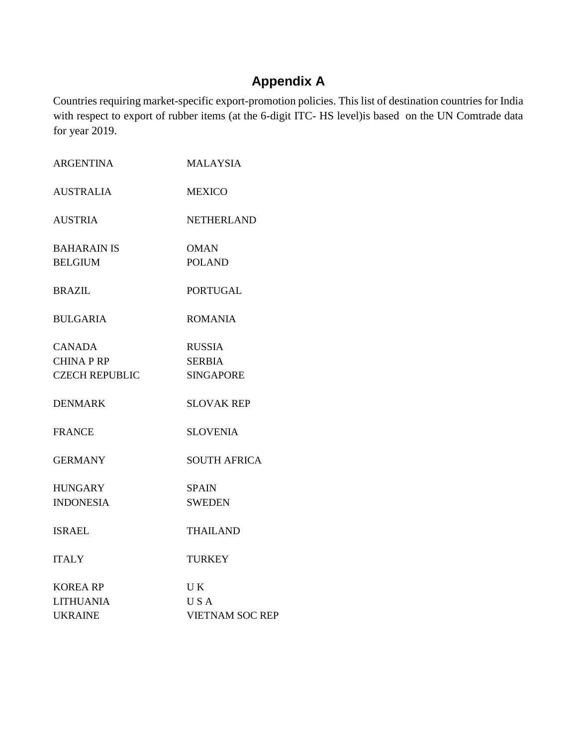# Appendix A

Countries requiring market-specific export-promotion policies. This list of destination countries for India with respect to export of rubber items (at the 6-digit ITC- HS level)is based on the UN Comtrade data for year 2019.

| | |
|---|---|
| ARGENTINA | MALAYSIA |
| AUSTRALIA | MEXICO |
| AUSTRIA | NETHERLAND |
| BAHARAIN IS | OMAN |
| BELGIUM | POLAND |
| BRAZIL | PORTUGAL |
| BULGARIA | ROMANIA |
| CANADA | RUSSIA |
| CHINA P RP | SERBIA |
| CZECH REPUBLIC | SINGAPORE |
| DENMARK | SLOVAK REP |
| FRANCE | SLOVENIA |
| GERMANY | SOUTH AFRICA |
| HUNGARY | SPAIN |
| INDONESIA | SWEDEN |
| ISRAEL | THAILAND |
| ITALY | TURKEY |
| KOREA RP | U K |
| LITHUANIA | U S A |
| UKRAINE | VIETNAM SOC REP |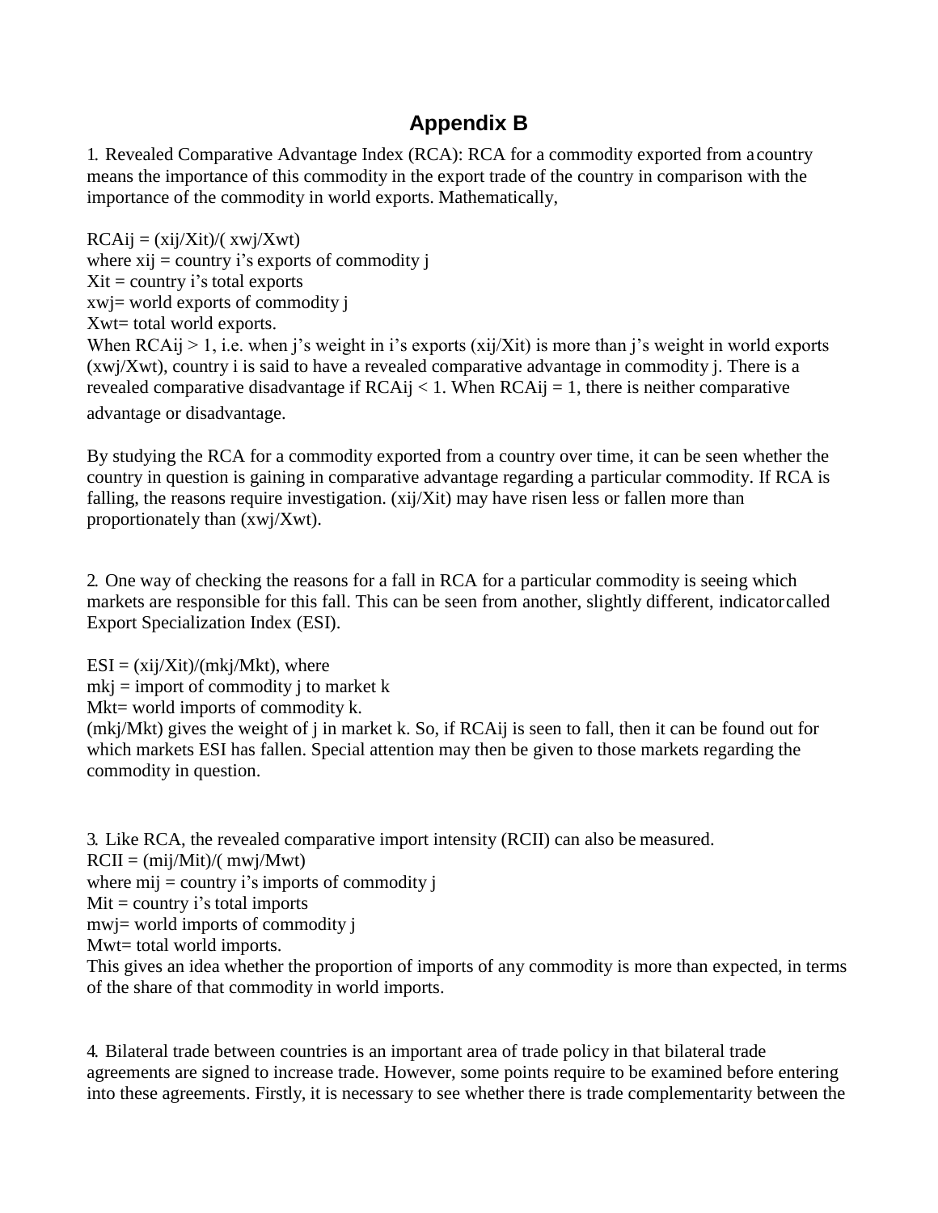# Appendix B

1. Revealed Comparative Advantage Index (RCA): RCA for a commodity exported from a country means the importance of this commodity in the export trade of the country in comparison with the importance of the commodity in world exports. Mathematically,

$RCA_{ij} = (x_{ij}/X_{it})/(x_{wj}/X_{wt})$  
where $x_{ij}$ = country i's exports of commodity j  
$X_{it}$ = country i's total exports  
$x_{wj}$= world exports of commodity j  
$X_{wt}$= total world exports.  
When $RCA_{ij} > 1$, i.e. when j's weight in i's exports ($x_{ij}/X_{it}$) is more than j's weight in world exports ($x_{wj}/X_{wt}$), country i is said to have a revealed comparative advantage in commodity j. There is a revealed comparative disadvantage if $RCA_{ij} < 1$. When $RCA_{ij} = 1$, there is neither comparative advantage or disadvantage.

By studying the RCA for a commodity exported from a country over time, it can be seen whether the country in question is gaining in comparative advantage regarding a particular commodity. If RCA is falling, the reasons require investigation. ($x_{ij}/X_{it}$) may have risen less or fallen more than proportionately than ($x_{wj}/X_{wt}$).

2. One way of checking the reasons for a fall in RCA for a particular commodity is seeing which markets are responsible for this fall. This can be seen from another, slightly different, indicator called Export Specialization Index (ESI).

$ESI = (x_{ij}/X_{it})/(m_{kj}/M_{kt})$, where  
$m_{kj}$ = import of commodity j to market k  
$M_{kt}$= world imports of commodity k.  
($m_{kj}/M_{kt}$) gives the weight of j in market k. So, if $RCA_{ij}$ is seen to fall, then it can be found out for which markets ESI has fallen. Special attention may then be given to those markets regarding the commodity in question.

3. Like RCA, the revealed comparative import intensity (RCII) can also be measured.  
$RCII = (m_{ij}/M_{it})/(m_{wj}/M_{wt})$  
where $m_{ij}$ = country i's imports of commodity j  
$M_{it}$ = country i's total imports  
$m_{wj}$= world imports of commodity j  
$M_{wt}$= total world imports.  
This gives an idea whether the proportion of imports of any commodity is more than expected, in terms of the share of that commodity in world imports.

4. Bilateral trade between countries is an important area of trade policy in that bilateral trade agreements are signed to increase trade. However, some points require to be examined before entering into these agreements. Firstly, it is necessary to see whether there is trade complementarity between the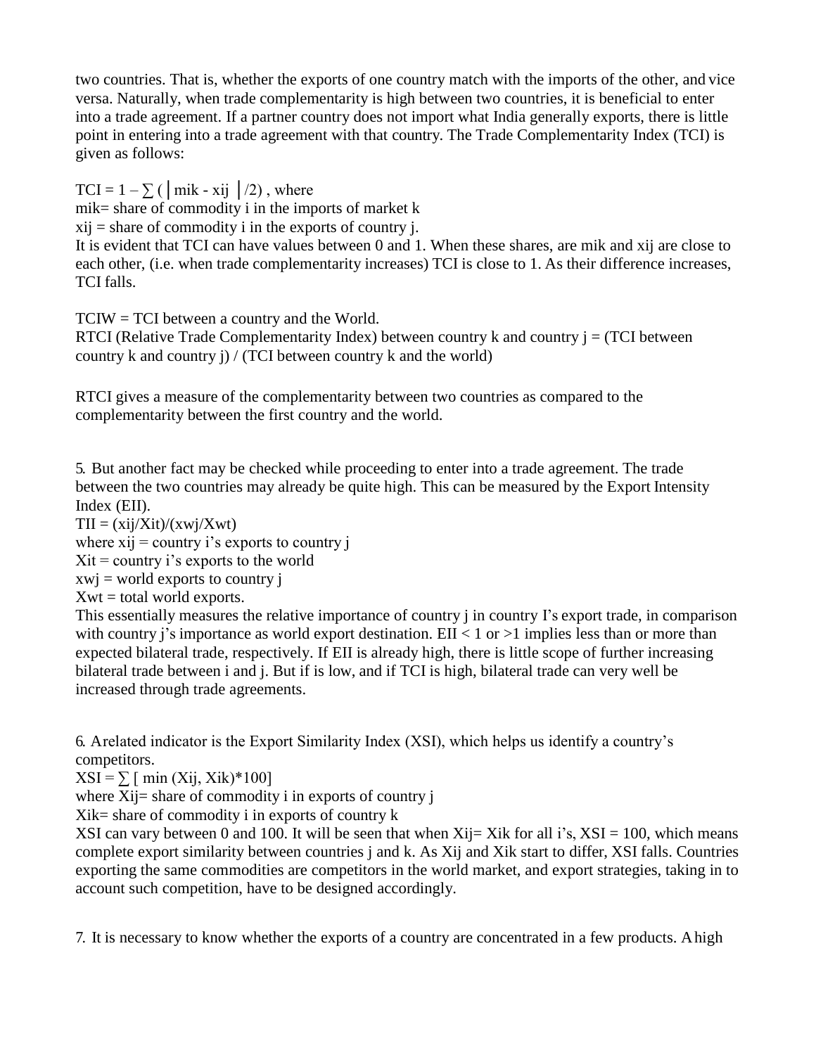two countries. That is, whether the exports of one country match with the imports of the other, and vice versa. Naturally, when trade complementarity is high between two countries, it is beneficial to enter into a trade agreement. If a partner country does not import what India generally exports, there is little point in entering into a trade agreement with that country. The Trade Complementarity Index (TCI) is given as follows:

$TCI = 1 - \sum ( | m_{ik} - x_{ij} | /2)$ , where
$m_{ik}$= share of commodity i in the imports of market k
$x_{ij}$ = share of commodity i in the exports of country j.
It is evident that TCI can have values between 0 and 1. When these shares, are $m_{ik}$ and $x_{ij}$ are close to each other, (i.e. when trade complementarity increases) TCI is close to 1. As their difference increases, TCI falls.

TCIW = TCI between a country and the World.
RTCI (Relative Trade Complementarity Index) between country k and country j = (TCI between country k and country j) / (TCI between country k and the world)

RTCI gives a measure of the complementarity between two countries as compared to the complementarity between the first country and the world.

5. But another fact may be checked while proceeding to enter into a trade agreement. The trade between the two countries may already be quite high. This can be measured by the Export Intensity Index (EII).
$TII = (x_{ij}/X_{it})/(x_{wj}/X_{wt})$
where $x_{ij}$ = country i's exports to country j
$X_{it}$ = country i's exports to the world
$x_{wj}$ = world exports to country j
$X_{wt}$ = total world exports.
This essentially measures the relative importance of country j in country I's export trade, in comparison with country j's importance as world export destination. EII < 1 or >1 implies less than or more than expected bilateral trade, respectively. If EII is already high, there is little scope of further increasing bilateral trade between i and j. But if is low, and if TCI is high, bilateral trade can very well be increased through trade agreements.

6. A related indicator is the Export Similarity Index (XSI), which helps us identify a country's competitors.
$XSI = \sum [ \min (X_{ij}, X_{ik})*100]$
where $X_{ij}$= share of commodity i in exports of country j
$X_{ik}$= share of commodity i in exports of country k
XSI can vary between 0 and 100. It will be seen that when $X_{ij}$= $X_{ik}$ for all i's, XSI = 100, which means complete export similarity between countries j and k. As $X_{ij}$ and $X_{ik}$ start to differ, XSI falls. Countries exporting the same commodities are competitors in the world market, and export strategies, taking in to account such competition, have to be designed accordingly.

7. It is necessary to know whether the exports of a country are concentrated in a few products. A high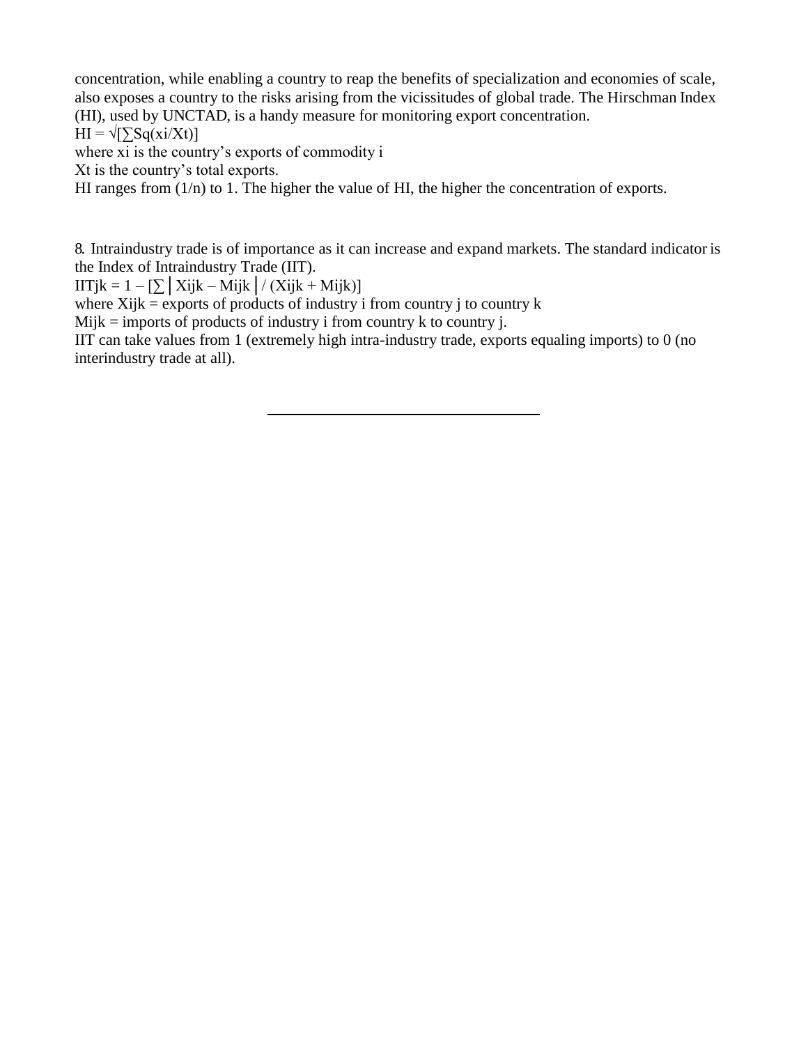concentration, while enabling a country to reap the benefits of specialization and economies of scale, also exposes a country to the risks arising from the vicissitudes of global trade. The Hirschman Index (HI), used by UNCTAD, is a handy measure for monitoring export concentration.

$HI = \sqrt{[\sum Sq(x_i/X_t)]}$

where $x_i$ is the country's exports of commodity i

$X_t$ is the country's total exports.

HI ranges from $(1/n)$ to 1. The higher the value of HI, the higher the concentration of exports.

8. Intraindustry trade is of importance as it can increase and expand markets. The standard indicator is the Index of Intraindustry Trade (IIT).

$IIT_{jk} = 1 - [\sum | X_{ijk} - M_{ijk} | / (X_{ijk} + M_{ijk})]$

where $X_{ijk}$ = exports of products of industry i from country j to country k

$M_{ijk}$ = imports of products of industry i from country k to country j.

IIT can take values from 1 (extremely high intra-industry trade, exports equaling imports) to 0 (no interindustry trade at all).

---